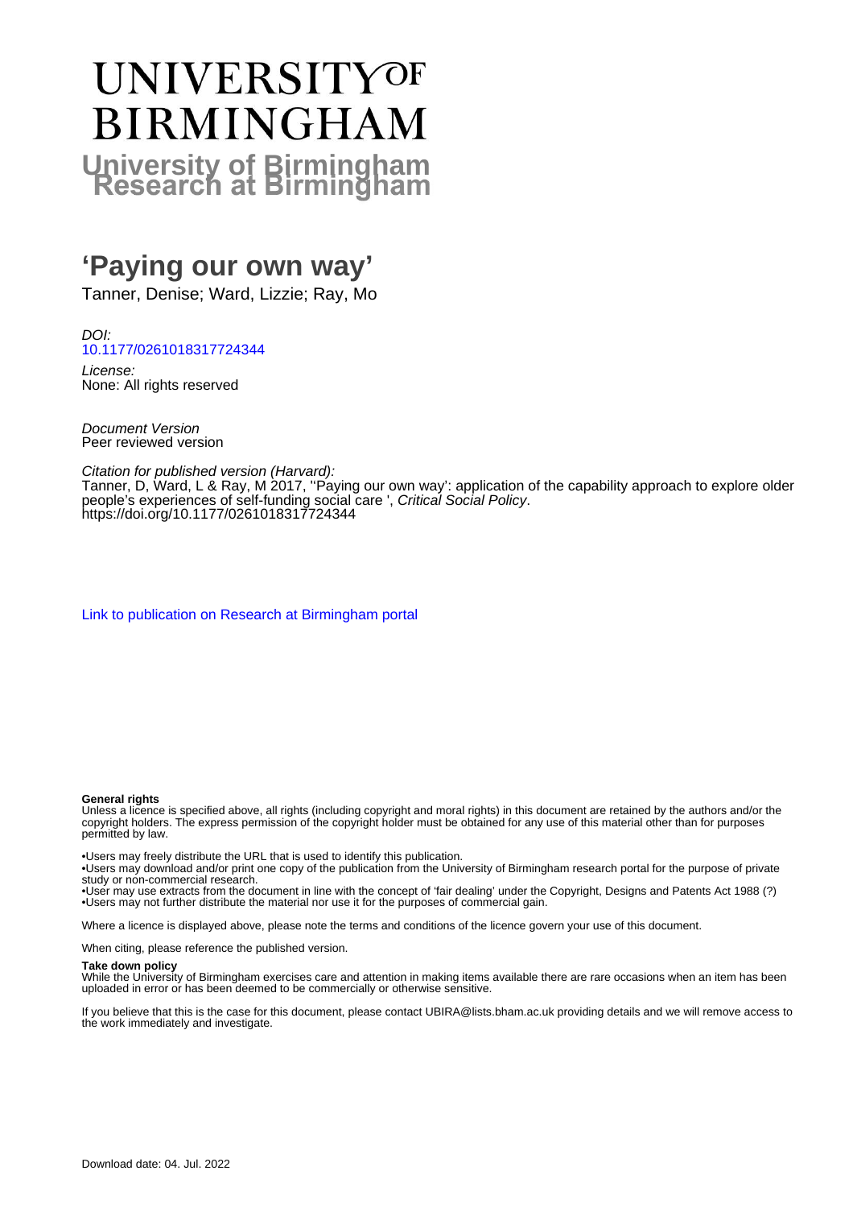# UNIVERSITY OF BIRMINGHAM

## University of Birmingham Research at Birmingham

# 'Paying our own way'

Tanner, Denise; Ward, Lizzie; Ray, Mo

*DOI:*
10.1177/0261018317724344

*License:*
None: All rights reserved

*Document Version*
Peer reviewed version

*Citation for published version (Harvard):*
Tanner, D, Ward, L & Ray, M 2017, ''Paying our own way': application of the capability approach to explore older people's experiences of self-funding social care ', *Critical Social Policy*.
https://doi.org/10.1177/0261018317724344

Link to publication on Research at Birmingham portal

**General rights**
Unless a licence is specified above, all rights (including copyright and moral rights) in this document are retained by the authors and/or the copyright holders. The express permission of the copyright holder must be obtained for any use of this material other than for purposes permitted by law.

•Users may freely distribute the URL that is used to identify this publication.
•Users may download and/or print one copy of the publication from the University of Birmingham research portal for the purpose of private study or non-commercial research.
•User may use extracts from the document in line with the concept of 'fair dealing' under the Copyright, Designs and Patents Act 1988 (?)
•Users may not further distribute the material nor use it for the purposes of commercial gain.

Where a licence is displayed above, please note the terms and conditions of the licence govern your use of this document.

When citing, please reference the published version.

**Take down policy**
While the University of Birmingham exercises care and attention in making items available there are rare occasions when an item has been uploaded in error or has been deemed to be commercially or otherwise sensitive.

If you believe that this is the case for this document, please contact UBIRA@lists.bham.ac.uk providing details and we will remove access to the work immediately and investigate.

Download date: 04. Jul. 2022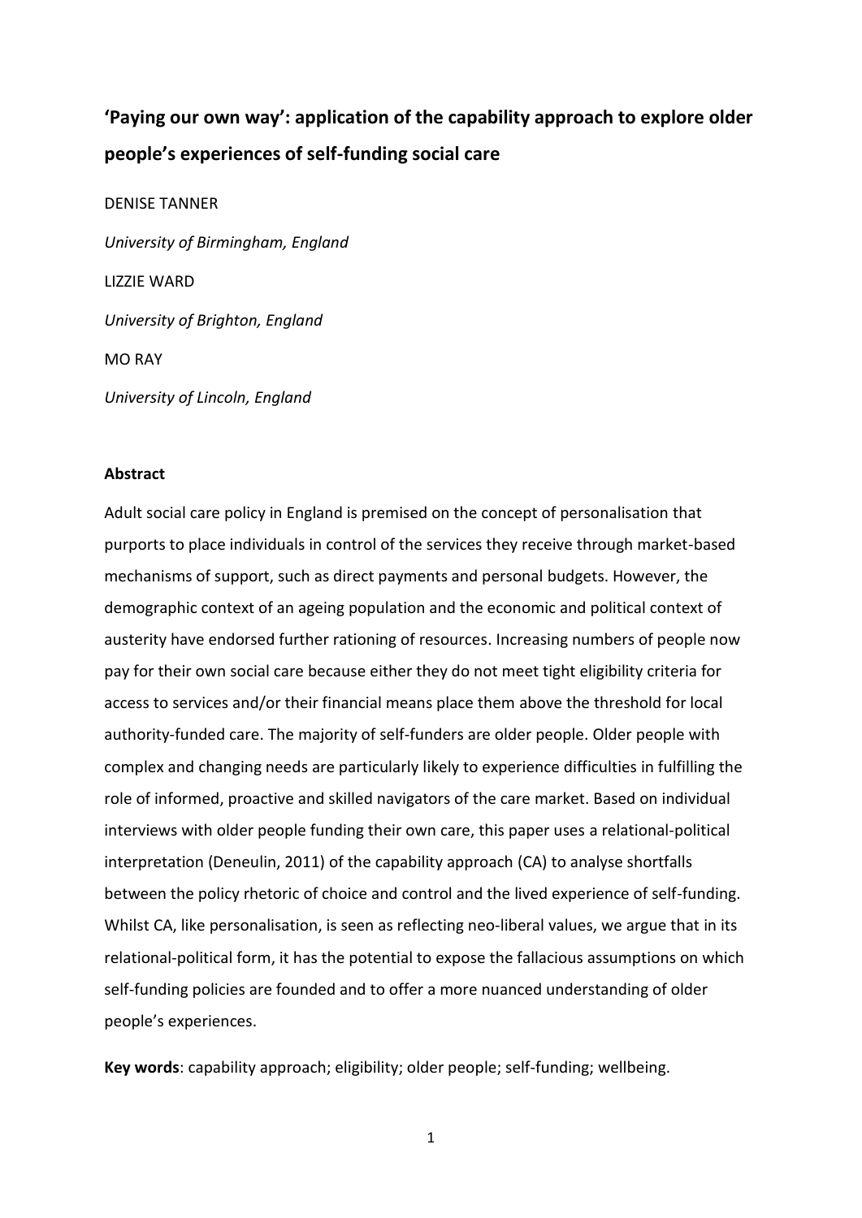# 'Paying our own way': application of the capability approach to explore older people's experiences of self-funding social care

DENISE TANNER

*University of Birmingham, England*

LIZZIE WARD

*University of Brighton, England*

MO RAY

*University of Lincoln, England*

**Abstract**

Adult social care policy in England is premised on the concept of personalisation that purports to place individuals in control of the services they receive through market-based mechanisms of support, such as direct payments and personal budgets. However, the demographic context of an ageing population and the economic and political context of austerity have endorsed further rationing of resources. Increasing numbers of people now pay for their own social care because either they do not meet tight eligibility criteria for access to services and/or their financial means place them above the threshold for local authority-funded care. The majority of self-funders are older people. Older people with complex and changing needs are particularly likely to experience difficulties in fulfilling the role of informed, proactive and skilled navigators of the care market. Based on individual interviews with older people funding their own care, this paper uses a relational-political interpretation (Deneulin, 2011) of the capability approach (CA) to analyse shortfalls between the policy rhetoric of choice and control and the lived experience of self-funding. Whilst CA, like personalisation, is seen as reflecting neo-liberal values, we argue that in its relational-political form, it has the potential to expose the fallacious assumptions on which self-funding policies are founded and to offer a more nuanced understanding of older people's experiences.

**Key words**: capability approach; eligibility; older people; self-funding; wellbeing.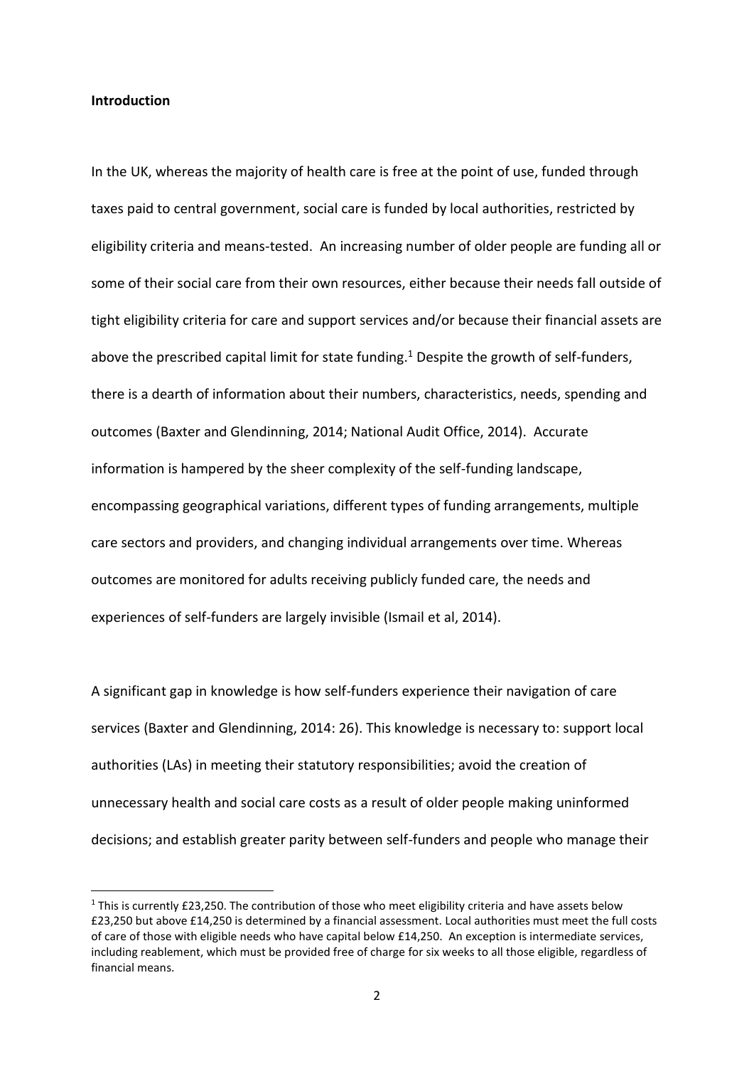**Introduction**

In the UK, whereas the majority of health care is free at the point of use, funded through taxes paid to central government, social care is funded by local authorities, restricted by eligibility criteria and means-tested. An increasing number of older people are funding all or some of their social care from their own resources, either because their needs fall outside of tight eligibility criteria for care and support services and/or because their financial assets are above the prescribed capital limit for state funding.[1] Despite the growth of self-funders, there is a dearth of information about their numbers, characteristics, needs, spending and outcomes (Baxter and Glendinning, 2014; National Audit Office, 2014). Accurate information is hampered by the sheer complexity of the self-funding landscape, encompassing geographical variations, different types of funding arrangements, multiple care sectors and providers, and changing individual arrangements over time. Whereas outcomes are monitored for adults receiving publicly funded care, the needs and experiences of self-funders are largely invisible (Ismail et al, 2014).

A significant gap in knowledge is how self-funders experience their navigation of care services (Baxter and Glendinning, 2014: 26). This knowledge is necessary to: support local authorities (LAs) in meeting their statutory responsibilities; avoid the creation of unnecessary health and social care costs as a result of older people making uninformed decisions; and establish greater parity between self-funders and people who manage their

[1] This is currently £23,250. The contribution of those who meet eligibility criteria and have assets below £23,250 but above £14,250 is determined by a financial assessment. Local authorities must meet the full costs of care of those with eligible needs who have capital below £14,250. An exception is intermediate services, including reablement, which must be provided free of charge for six weeks to all those eligible, regardless of financial means.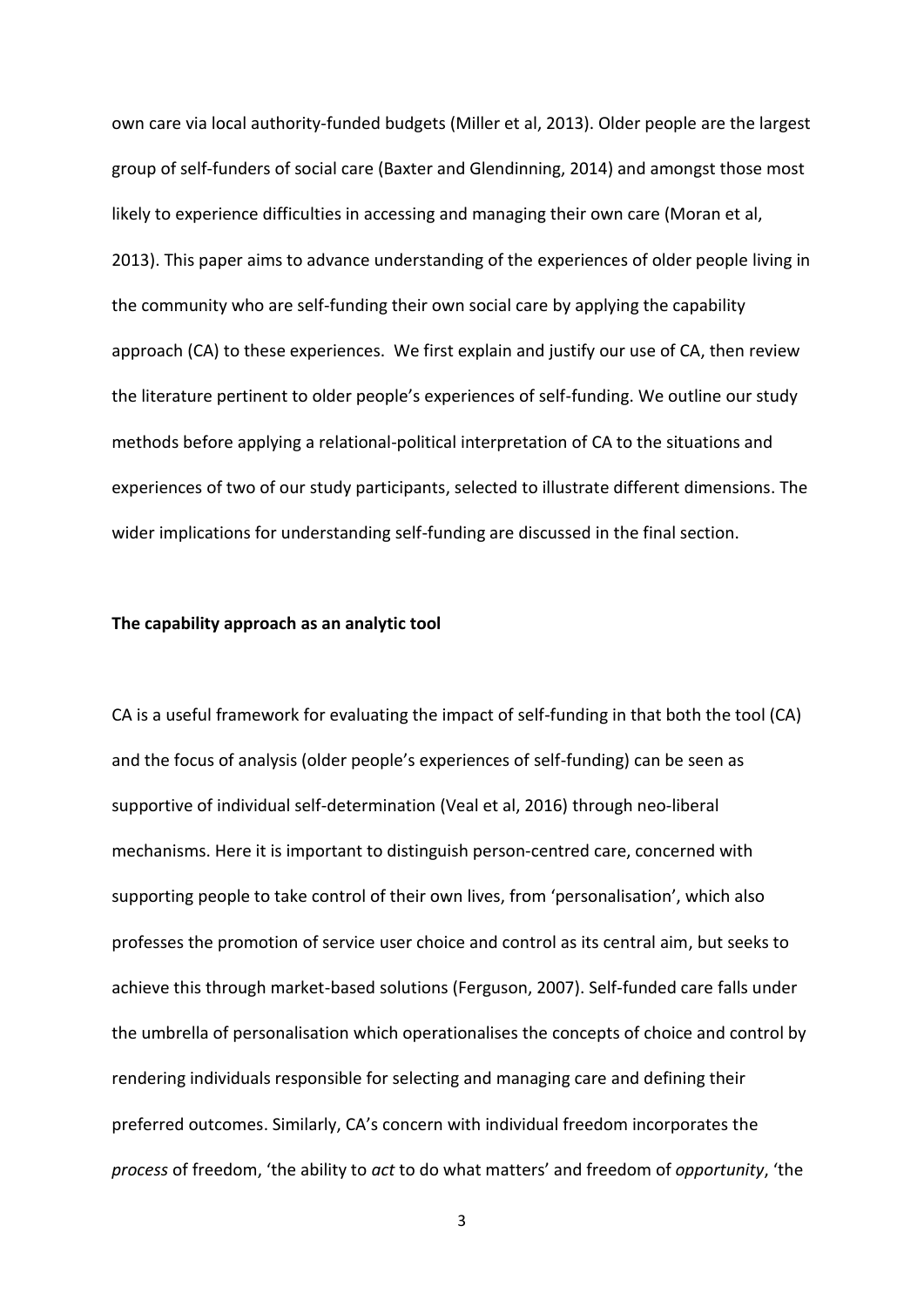own care via local authority-funded budgets (Miller et al, 2013). Older people are the largest group of self-funders of social care (Baxter and Glendinning, 2014) and amongst those most likely to experience difficulties in accessing and managing their own care (Moran et al, 2013). This paper aims to advance understanding of the experiences of older people living in the community who are self-funding their own social care by applying the capability approach (CA) to these experiences. We first explain and justify our use of CA, then review the literature pertinent to older people's experiences of self-funding. We outline our study methods before applying a relational-political interpretation of CA to the situations and experiences of two of our study participants, selected to illustrate different dimensions. The wider implications for understanding self-funding are discussed in the final section.

**The capability approach as an analytic tool**

CA is a useful framework for evaluating the impact of self-funding in that both the tool (CA) and the focus of analysis (older people's experiences of self-funding) can be seen as supportive of individual self-determination (Veal et al, 2016) through neo-liberal mechanisms. Here it is important to distinguish person-centred care, concerned with supporting people to take control of their own lives, from 'personalisation', which also professes the promotion of service user choice and control as its central aim, but seeks to achieve this through market-based solutions (Ferguson, 2007). Self-funded care falls under the umbrella of personalisation which operationalises the concepts of choice and control by rendering individuals responsible for selecting and managing care and defining their preferred outcomes. Similarly, CA's concern with individual freedom incorporates the *process* of freedom, 'the ability to *act* to do what matters' and freedom of *opportunity*, 'the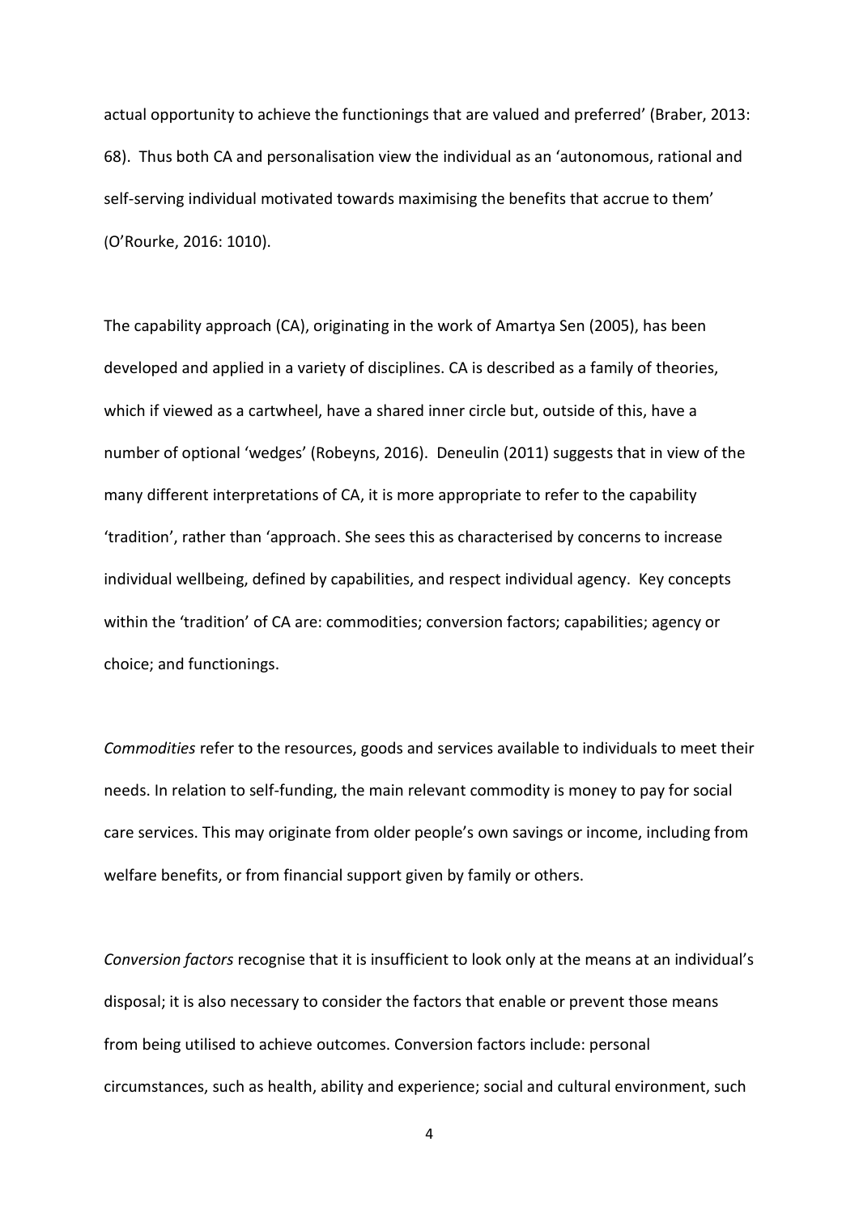actual opportunity to achieve the functionings that are valued and preferred' (Braber, 2013: 68). Thus both CA and personalisation view the individual as an 'autonomous, rational and self-serving individual motivated towards maximising the benefits that accrue to them' (O'Rourke, 2016: 1010).

The capability approach (CA), originating in the work of Amartya Sen (2005), has been developed and applied in a variety of disciplines. CA is described as a family of theories, which if viewed as a cartwheel, have a shared inner circle but, outside of this, have a number of optional 'wedges' (Robeyns, 2016). Deneulin (2011) suggests that in view of the many different interpretations of CA, it is more appropriate to refer to the capability 'tradition', rather than 'approach. She sees this as characterised by concerns to increase individual wellbeing, defined by capabilities, and respect individual agency. Key concepts within the 'tradition' of CA are: commodities; conversion factors; capabilities; agency or choice; and functionings.

*Commodities* refer to the resources, goods and services available to individuals to meet their needs. In relation to self-funding, the main relevant commodity is money to pay for social care services. This may originate from older people's own savings or income, including from welfare benefits, or from financial support given by family or others.

*Conversion factors* recognise that it is insufficient to look only at the means at an individual's disposal; it is also necessary to consider the factors that enable or prevent those means from being utilised to achieve outcomes. Conversion factors include: personal circumstances, such as health, ability and experience; social and cultural environment, such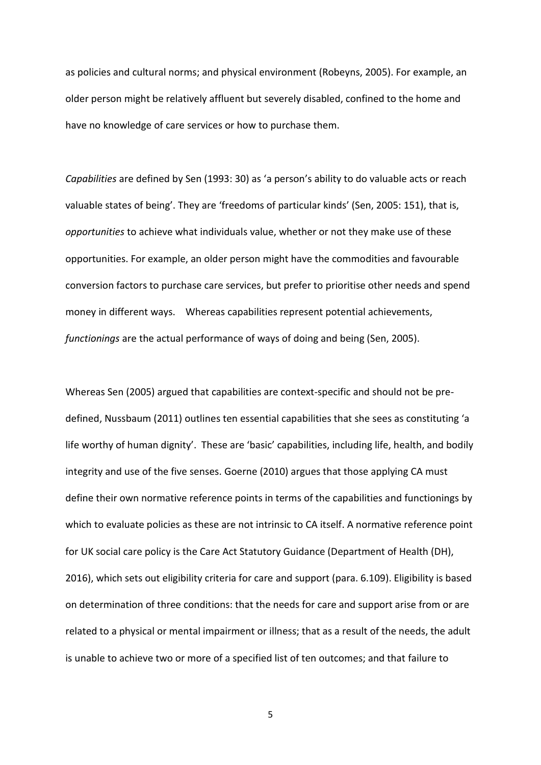as policies and cultural norms; and physical environment (Robeyns, 2005). For example, an older person might be relatively affluent but severely disabled, confined to the home and have no knowledge of care services or how to purchase them.

*Capabilities* are defined by Sen (1993: 30) as 'a person's ability to do valuable acts or reach valuable states of being'. They are 'freedoms of particular kinds' (Sen, 2005: 151), that is, *opportunities* to achieve what individuals value, whether or not they make use of these opportunities. For example, an older person might have the commodities and favourable conversion factors to purchase care services, but prefer to prioritise other needs and spend money in different ways. Whereas capabilities represent potential achievements, *functionings* are the actual performance of ways of doing and being (Sen, 2005).

Whereas Sen (2005) argued that capabilities are context-specific and should not be pre-defined, Nussbaum (2011) outlines ten essential capabilities that she sees as constituting 'a life worthy of human dignity'. These are 'basic' capabilities, including life, health, and bodily integrity and use of the five senses. Goerne (2010) argues that those applying CA must define their own normative reference points in terms of the capabilities and functionings by which to evaluate policies as these are not intrinsic to CA itself. A normative reference point for UK social care policy is the Care Act Statutory Guidance (Department of Health (DH), 2016), which sets out eligibility criteria for care and support (para. 6.109). Eligibility is based on determination of three conditions: that the needs for care and support arise from or are related to a physical or mental impairment or illness; that as a result of the needs, the adult is unable to achieve two or more of a specified list of ten outcomes; and that failure to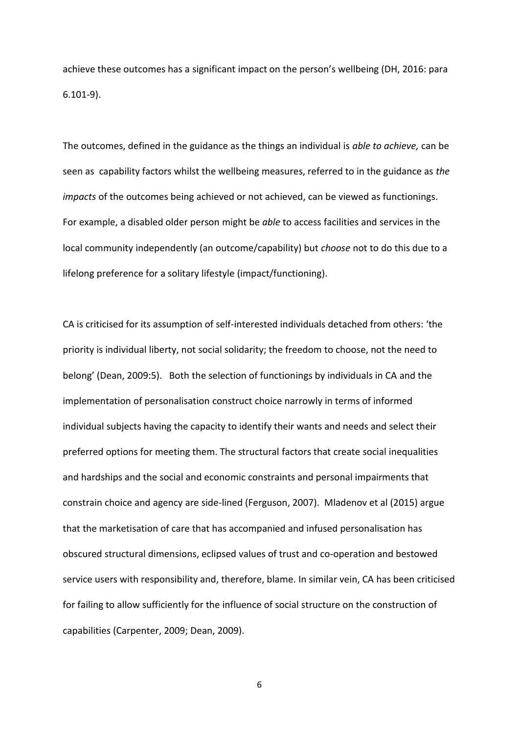achieve these outcomes has a significant impact on the person's wellbeing (DH, 2016: para 6.101-9).

The outcomes, defined in the guidance as the things an individual is *able to achieve,* can be seen as capability factors whilst the wellbeing measures, referred to in the guidance as *the impacts* of the outcomes being achieved or not achieved, can be viewed as functionings. For example, a disabled older person might be *able* to access facilities and services in the local community independently (an outcome/capability) but *choose* not to do this due to a lifelong preference for a solitary lifestyle (impact/functioning).

CA is criticised for its assumption of self-interested individuals detached from others: 'the priority is individual liberty, not social solidarity; the freedom to choose, not the need to belong' (Dean, 2009:5). Both the selection of functionings by individuals in CA and the implementation of personalisation construct choice narrowly in terms of informed individual subjects having the capacity to identify their wants and needs and select their preferred options for meeting them. The structural factors that create social inequalities and hardships and the social and economic constraints and personal impairments that constrain choice and agency are side-lined (Ferguson, 2007). Mladenov et al (2015) argue that the marketisation of care that has accompanied and infused personalisation has obscured structural dimensions, eclipsed values of trust and co-operation and bestowed service users with responsibility and, therefore, blame. In similar vein, CA has been criticised for failing to allow sufficiently for the influence of social structure on the construction of capabilities (Carpenter, 2009; Dean, 2009).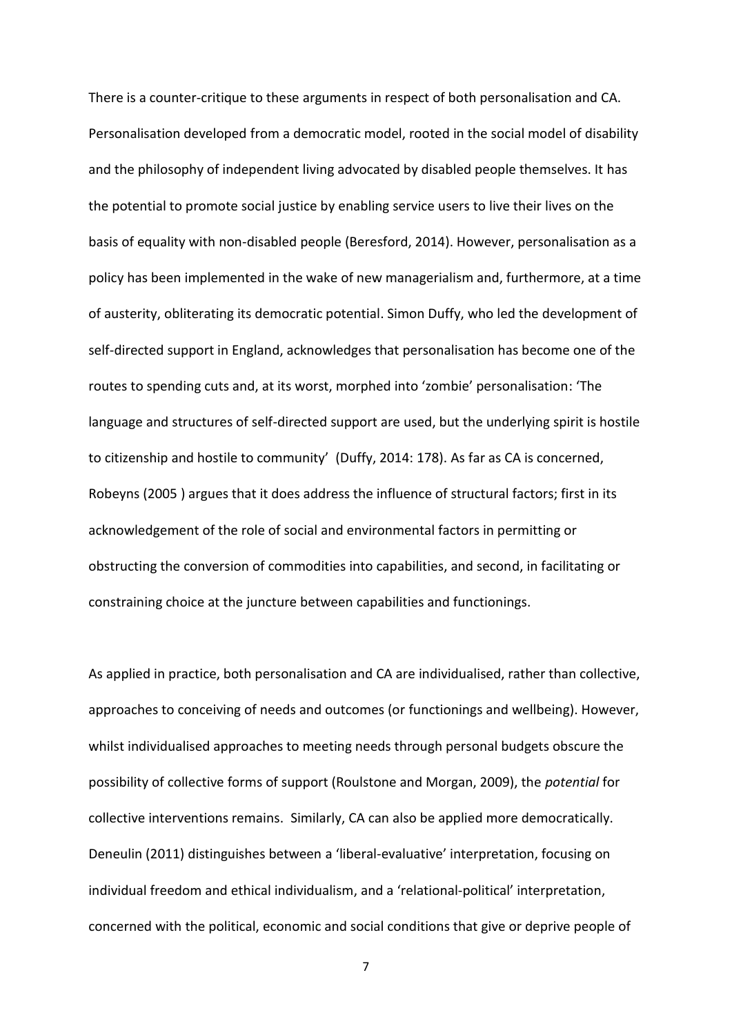There is a counter-critique to these arguments in respect of both personalisation and CA. Personalisation developed from a democratic model, rooted in the social model of disability and the philosophy of independent living advocated by disabled people themselves. It has the potential to promote social justice by enabling service users to live their lives on the basis of equality with non-disabled people (Beresford, 2014). However, personalisation as a policy has been implemented in the wake of new managerialism and, furthermore, at a time of austerity, obliterating its democratic potential. Simon Duffy, who led the development of self-directed support in England, acknowledges that personalisation has become one of the routes to spending cuts and, at its worst, morphed into 'zombie' personalisation: 'The language and structures of self-directed support are used, but the underlying spirit is hostile to citizenship and hostile to community' (Duffy, 2014: 178). As far as CA is concerned, Robeyns (2005 ) argues that it does address the influence of structural factors; first in its acknowledgement of the role of social and environmental factors in permitting or obstructing the conversion of commodities into capabilities, and second, in facilitating or constraining choice at the juncture between capabilities and functionings.

As applied in practice, both personalisation and CA are individualised, rather than collective, approaches to conceiving of needs and outcomes (or functionings and wellbeing). However, whilst individualised approaches to meeting needs through personal budgets obscure the possibility of collective forms of support (Roulstone and Morgan, 2009), the *potential* for collective interventions remains. Similarly, CA can also be applied more democratically. Deneulin (2011) distinguishes between a 'liberal-evaluative' interpretation, focusing on individual freedom and ethical individualism, and a 'relational-political' interpretation, concerned with the political, economic and social conditions that give or deprive people of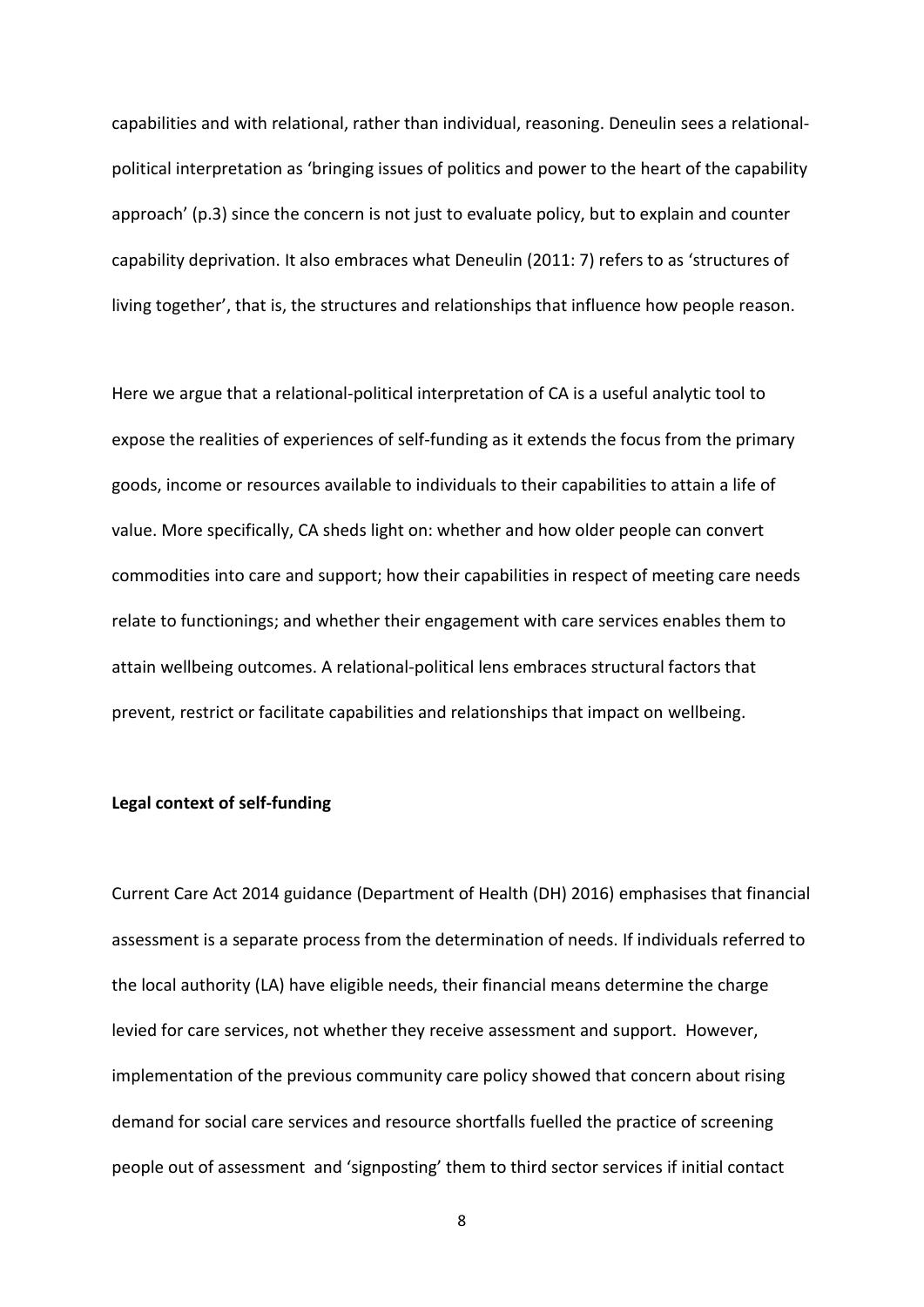capabilities and with relational, rather than individual, reasoning. Deneulin sees a relational-political interpretation as 'bringing issues of politics and power to the heart of the capability approach' (p.3) since the concern is not just to evaluate policy, but to explain and counter capability deprivation. It also embraces what Deneulin (2011: 7) refers to as 'structures of living together', that is, the structures and relationships that influence how people reason.

Here we argue that a relational-political interpretation of CA is a useful analytic tool to expose the realities of experiences of self-funding as it extends the focus from the primary goods, income or resources available to individuals to their capabilities to attain a life of value. More specifically, CA sheds light on: whether and how older people can convert commodities into care and support; how their capabilities in respect of meeting care needs relate to functionings; and whether their engagement with care services enables them to attain wellbeing outcomes. A relational-political lens embraces structural factors that prevent, restrict or facilitate capabilities and relationships that impact on wellbeing.

**Legal context of self-funding**

Current Care Act 2014 guidance (Department of Health (DH) 2016) emphasises that financial assessment is a separate process from the determination of needs. If individuals referred to the local authority (LA) have eligible needs, their financial means determine the charge levied for care services, not whether they receive assessment and support. However, implementation of the previous community care policy showed that concern about rising demand for social care services and resource shortfalls fuelled the practice of screening people out of assessment and 'signposting' them to third sector services if initial contact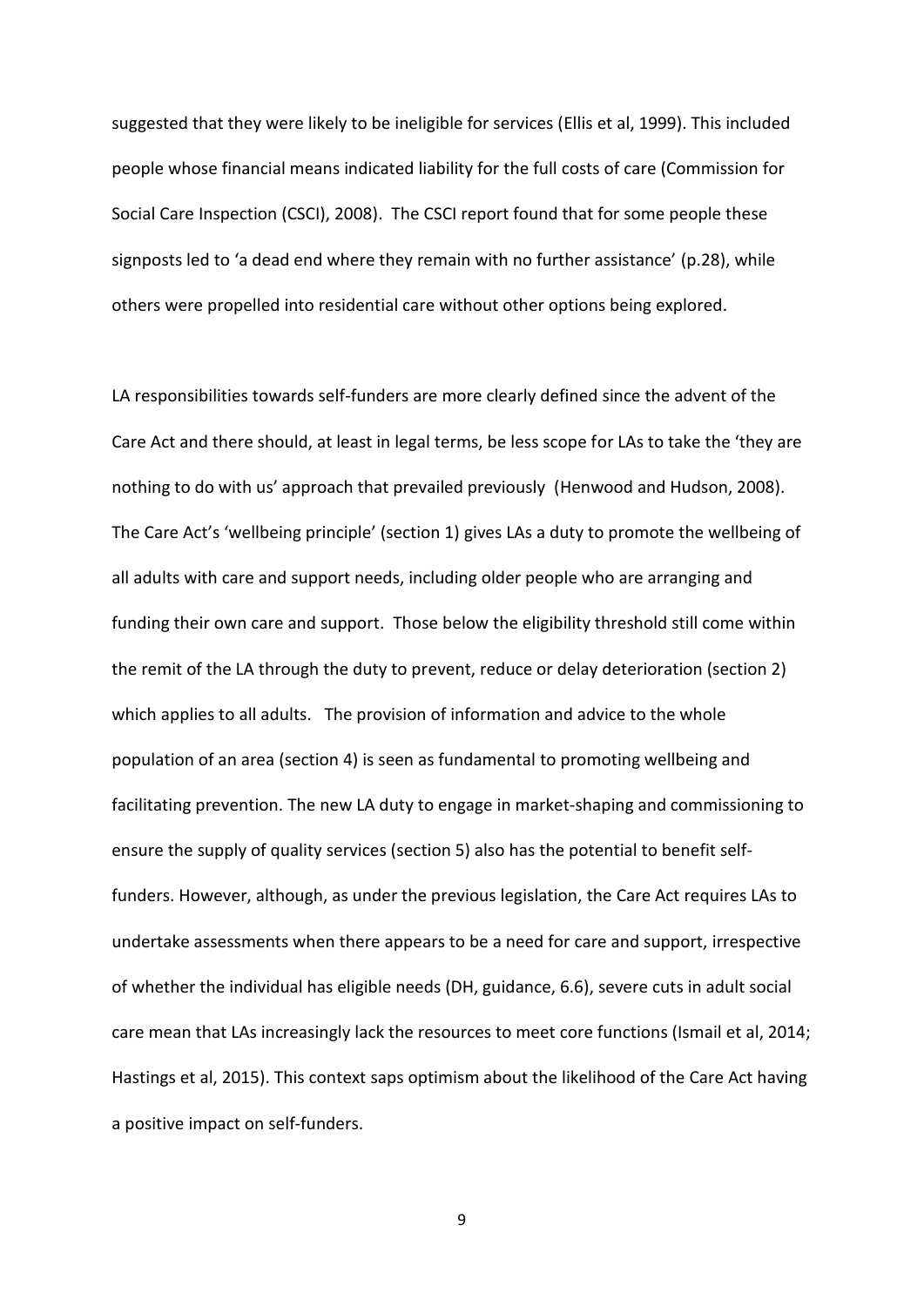suggested that they were likely to be ineligible for services (Ellis et al, 1999). This included people whose financial means indicated liability for the full costs of care (Commission for Social Care Inspection (CSCI), 2008). The CSCI report found that for some people these signposts led to 'a dead end where they remain with no further assistance' (p.28), while others were propelled into residential care without other options being explored.

LA responsibilities towards self-funders are more clearly defined since the advent of the Care Act and there should, at least in legal terms, be less scope for LAs to take the 'they are nothing to do with us' approach that prevailed previously (Henwood and Hudson, 2008). The Care Act's 'wellbeing principle' (section 1) gives LAs a duty to promote the wellbeing of all adults with care and support needs, including older people who are arranging and funding their own care and support. Those below the eligibility threshold still come within the remit of the LA through the duty to prevent, reduce or delay deterioration (section 2) which applies to all adults. The provision of information and advice to the whole population of an area (section 4) is seen as fundamental to promoting wellbeing and facilitating prevention. The new LA duty to engage in market-shaping and commissioning to ensure the supply of quality services (section 5) also has the potential to benefit self-funders. However, although, as under the previous legislation, the Care Act requires LAs to undertake assessments when there appears to be a need for care and support, irrespective of whether the individual has eligible needs (DH, guidance, 6.6), severe cuts in adult social care mean that LAs increasingly lack the resources to meet core functions (Ismail et al, 2014; Hastings et al, 2015). This context saps optimism about the likelihood of the Care Act having a positive impact on self-funders.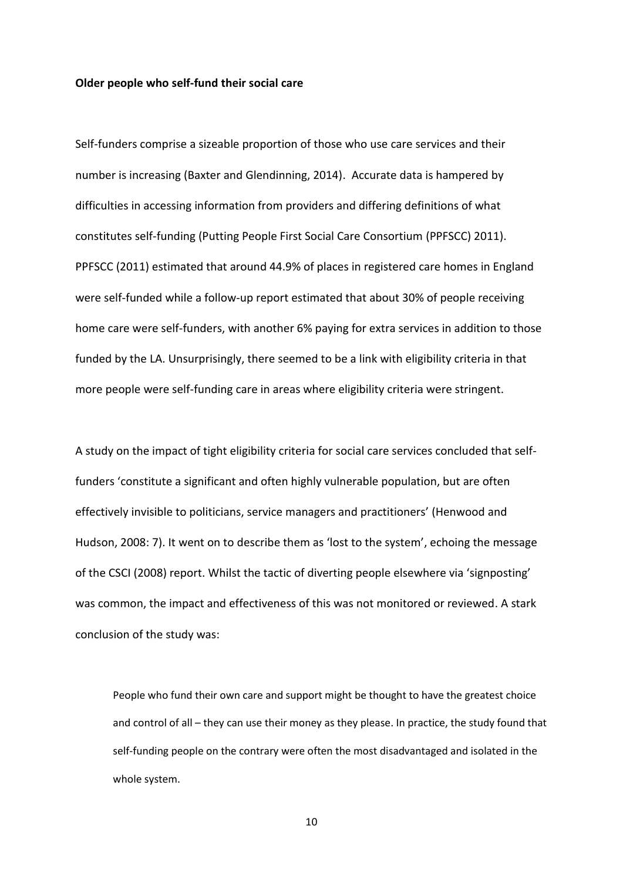**Older people who self-fund their social care**

Self-funders comprise a sizeable proportion of those who use care services and their number is increasing (Baxter and Glendinning, 2014). Accurate data is hampered by difficulties in accessing information from providers and differing definitions of what constitutes self-funding (Putting People First Social Care Consortium (PPFSCC) 2011). PPFSCC (2011) estimated that around 44.9% of places in registered care homes in England were self-funded while a follow-up report estimated that about 30% of people receiving home care were self-funders, with another 6% paying for extra services in addition to those funded by the LA. Unsurprisingly, there seemed to be a link with eligibility criteria in that more people were self-funding care in areas where eligibility criteria were stringent.

A study on the impact of tight eligibility criteria for social care services concluded that self-funders 'constitute a significant and often highly vulnerable population, but are often effectively invisible to politicians, service managers and practitioners' (Henwood and Hudson, 2008: 7). It went on to describe them as 'lost to the system', echoing the message of the CSCI (2008) report. Whilst the tactic of diverting people elsewhere via 'signposting' was common, the impact and effectiveness of this was not monitored or reviewed. A stark conclusion of the study was:

> People who fund their own care and support might be thought to have the greatest choice and control of all – they can use their money as they please. In practice, the study found that self-funding people on the contrary were often the most disadvantaged and isolated in the whole system.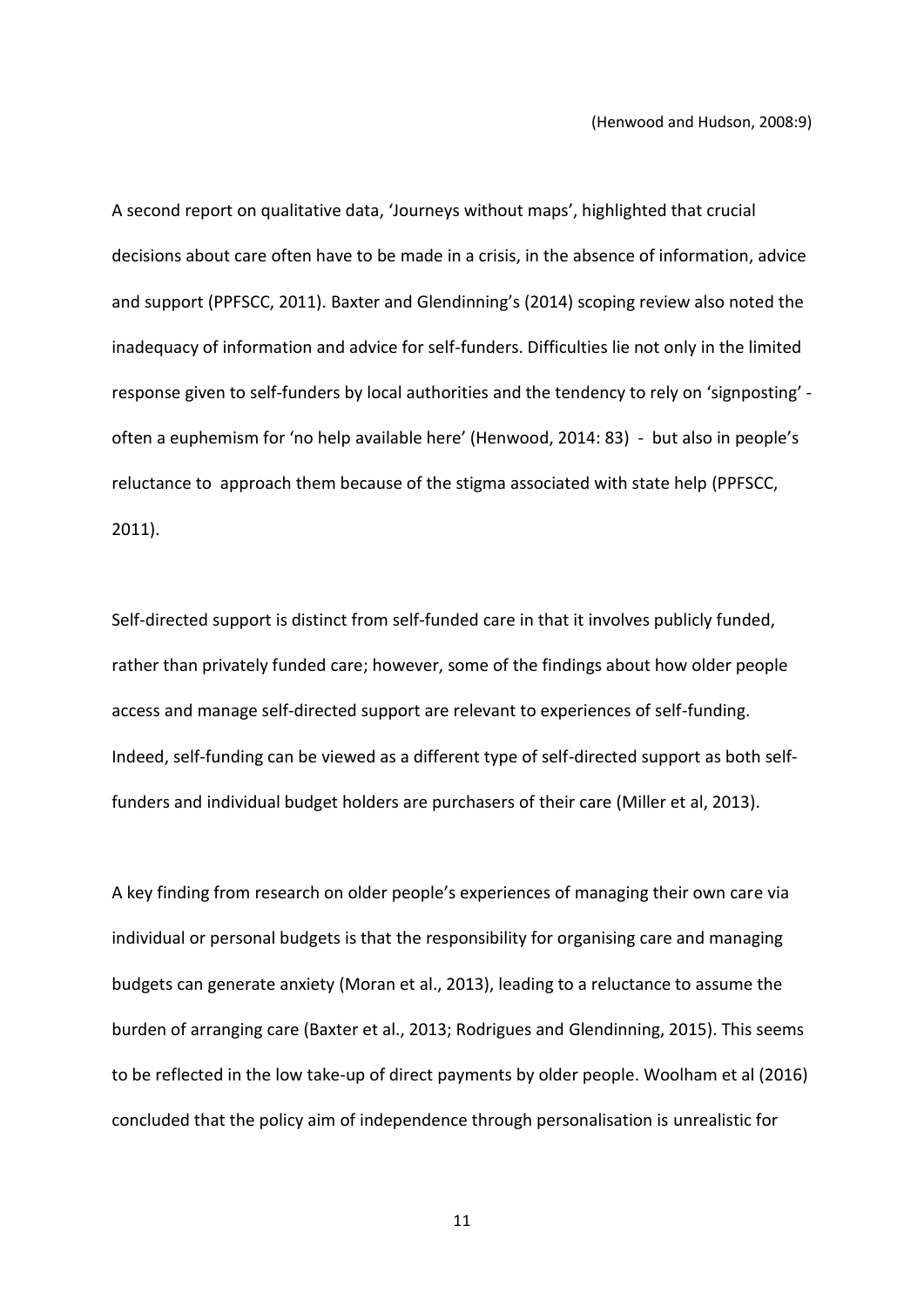(Henwood and Hudson, 2008:9)

A second report on qualitative data, 'Journeys without maps', highlighted that crucial decisions about care often have to be made in a crisis, in the absence of information, advice and support (PPFSCC, 2011). Baxter and Glendinning's (2014) scoping review also noted the inadequacy of information and advice for self-funders. Difficulties lie not only in the limited response given to self-funders by local authorities and the tendency to rely on 'signposting' - often a euphemism for 'no help available here' (Henwood, 2014: 83) - but also in people's reluctance to approach them because of the stigma associated with state help (PPFSCC, 2011).

Self-directed support is distinct from self-funded care in that it involves publicly funded, rather than privately funded care; however, some of the findings about how older people access and manage self-directed support are relevant to experiences of self-funding. Indeed, self-funding can be viewed as a different type of self-directed support as both self-funders and individual budget holders are purchasers of their care (Miller et al, 2013).

A key finding from research on older people's experiences of managing their own care via individual or personal budgets is that the responsibility for organising care and managing budgets can generate anxiety (Moran et al., 2013), leading to a reluctance to assume the burden of arranging care (Baxter et al., 2013; Rodrigues and Glendinning, 2015). This seems to be reflected in the low take-up of direct payments by older people. Woolham et al (2016) concluded that the policy aim of independence through personalisation is unrealistic for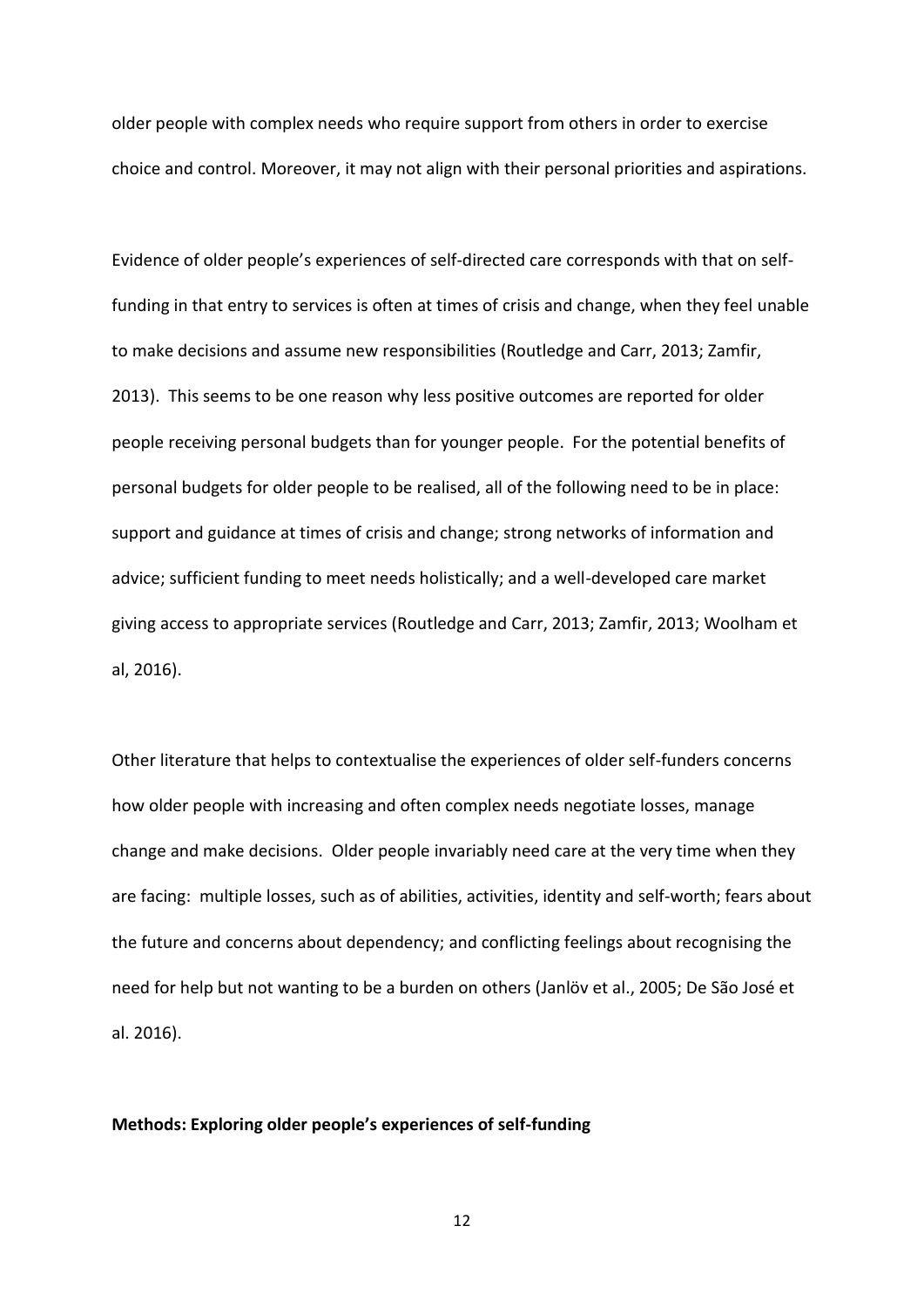older people with complex needs who require support from others in order to exercise choice and control. Moreover, it may not align with their personal priorities and aspirations.

Evidence of older people's experiences of self-directed care corresponds with that on self-funding in that entry to services is often at times of crisis and change, when they feel unable to make decisions and assume new responsibilities (Routledge and Carr, 2013; Zamfir, 2013). This seems to be one reason why less positive outcomes are reported for older people receiving personal budgets than for younger people. For the potential benefits of personal budgets for older people to be realised, all of the following need to be in place: support and guidance at times of crisis and change; strong networks of information and advice; sufficient funding to meet needs holistically; and a well-developed care market giving access to appropriate services (Routledge and Carr, 2013; Zamfir, 2013; Woolham et al, 2016).

Other literature that helps to contextualise the experiences of older self-funders concerns how older people with increasing and often complex needs negotiate losses, manage change and make decisions. Older people invariably need care at the very time when they are facing: multiple losses, such as of abilities, activities, identity and self-worth; fears about the future and concerns about dependency; and conflicting feelings about recognising the need for help but not wanting to be a burden on others (Janlöv et al., 2005; De São José et al. 2016).

**Methods: Exploring older people's experiences of self-funding**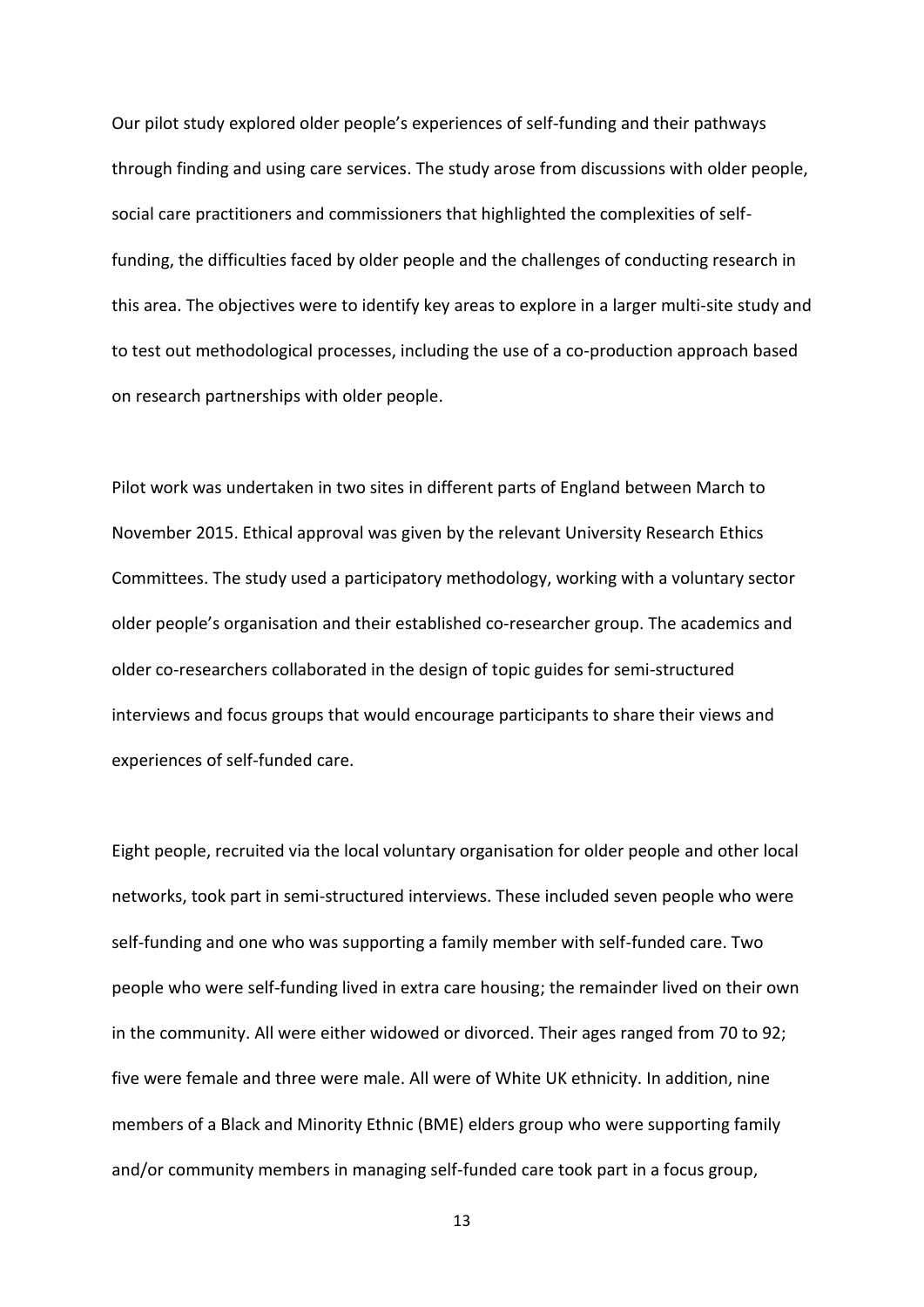Our pilot study explored older people's experiences of self-funding and their pathways through finding and using care services. The study arose from discussions with older people, social care practitioners and commissioners that highlighted the complexities of self-funding, the difficulties faced by older people and the challenges of conducting research in this area. The objectives were to identify key areas to explore in a larger multi-site study and to test out methodological processes, including the use of a co-production approach based on research partnerships with older people.

Pilot work was undertaken in two sites in different parts of England between March to November 2015. Ethical approval was given by the relevant University Research Ethics Committees. The study used a participatory methodology, working with a voluntary sector older people's organisation and their established co-researcher group. The academics and older co-researchers collaborated in the design of topic guides for semi-structured interviews and focus groups that would encourage participants to share their views and experiences of self-funded care.

Eight people, recruited via the local voluntary organisation for older people and other local networks, took part in semi-structured interviews. These included seven people who were self-funding and one who was supporting a family member with self-funded care. Two people who were self-funding lived in extra care housing; the remainder lived on their own in the community. All were either widowed or divorced. Their ages ranged from 70 to 92; five were female and three were male. All were of White UK ethnicity. In addition, nine members of a Black and Minority Ethnic (BME) elders group who were supporting family and/or community members in managing self-funded care took part in a focus group,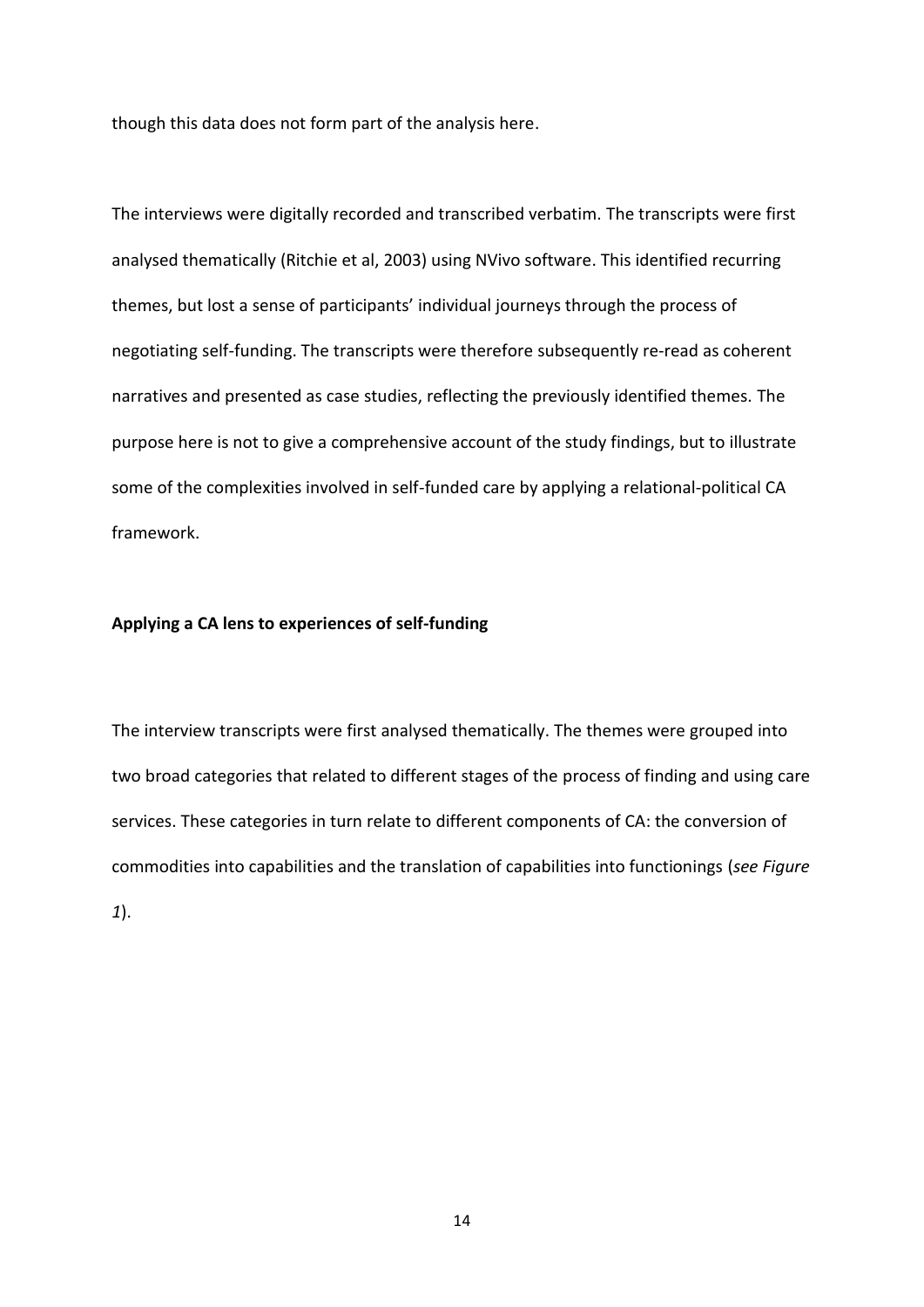though this data does not form part of the analysis here.

The interviews were digitally recorded and transcribed verbatim. The transcripts were first analysed thematically (Ritchie et al, 2003) using NVivo software. This identified recurring themes, but lost a sense of participants' individual journeys through the process of negotiating self-funding. The transcripts were therefore subsequently re-read as coherent narratives and presented as case studies, reflecting the previously identified themes. The purpose here is not to give a comprehensive account of the study findings, but to illustrate some of the complexities involved in self-funded care by applying a relational-political CA framework.

**Applying a CA lens to experiences of self-funding**

The interview transcripts were first analysed thematically. The themes were grouped into two broad categories that related to different stages of the process of finding and using care services. These categories in turn relate to different components of CA: the conversion of commodities into capabilities and the translation of capabilities into functionings (*see Figure 1*).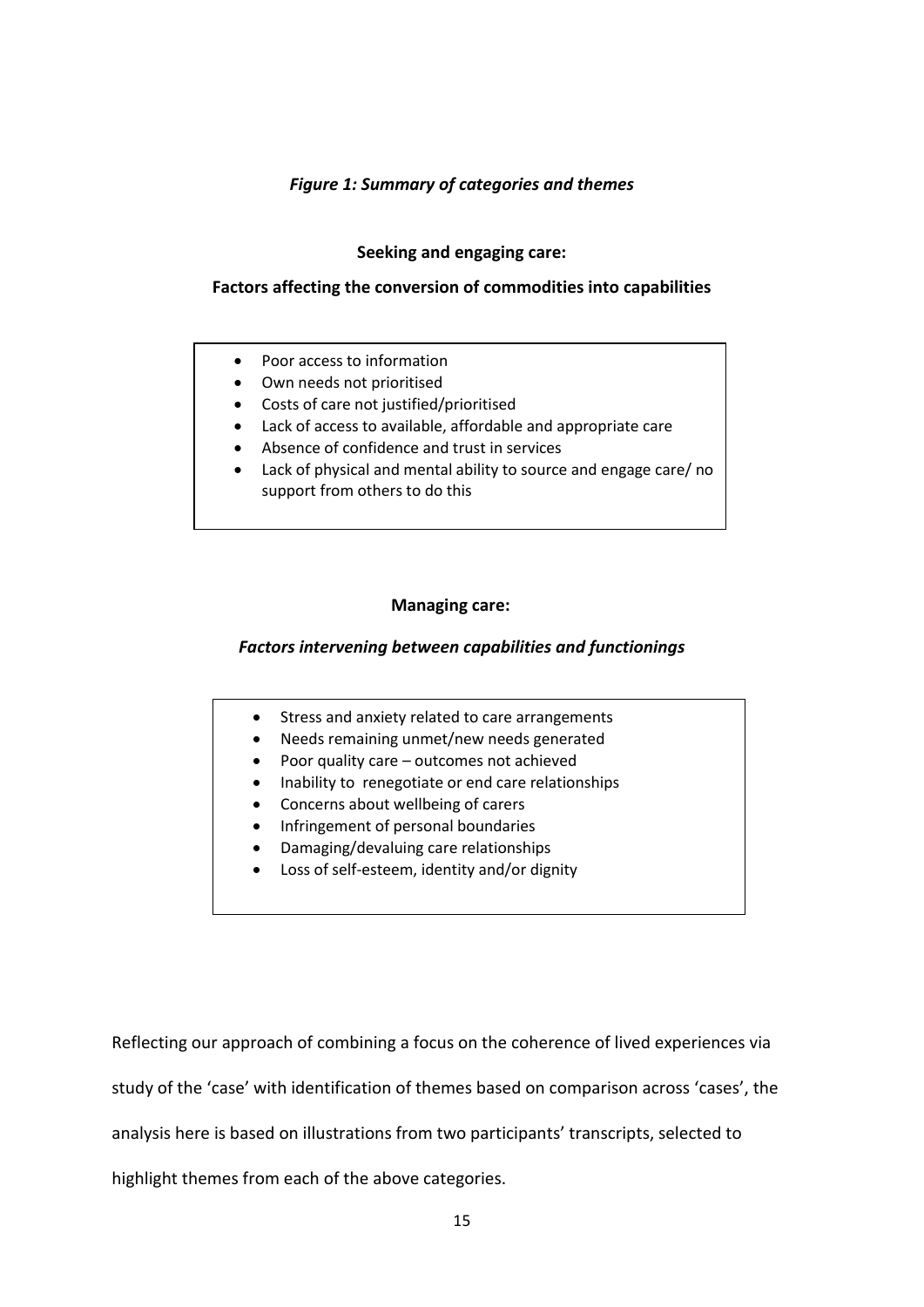***Figure 1: Summary of categories and themes***

**Seeking and engaging care:**

**Factors affecting the conversion of commodities into capabilities**

- Poor access to information
- Own needs not prioritised
- Costs of care not justified/prioritised
- Lack of access to available, affordable and appropriate care
- Absence of confidence and trust in services
- Lack of physical and mental ability to source and engage care/ no support from others to do this

**Managing care:**

***Factors intervening between capabilities and functionings***

- Stress and anxiety related to care arrangements
- Needs remaining unmet/new needs generated
- Poor quality care – outcomes not achieved
- Inability to renegotiate or end care relationships
- Concerns about wellbeing of carers
- Infringement of personal boundaries
- Damaging/devaluing care relationships
- Loss of self-esteem, identity and/or dignity

Reflecting our approach of combining a focus on the coherence of lived experiences via study of the 'case' with identification of themes based on comparison across 'cases', the analysis here is based on illustrations from two participants' transcripts, selected to highlight themes from each of the above categories.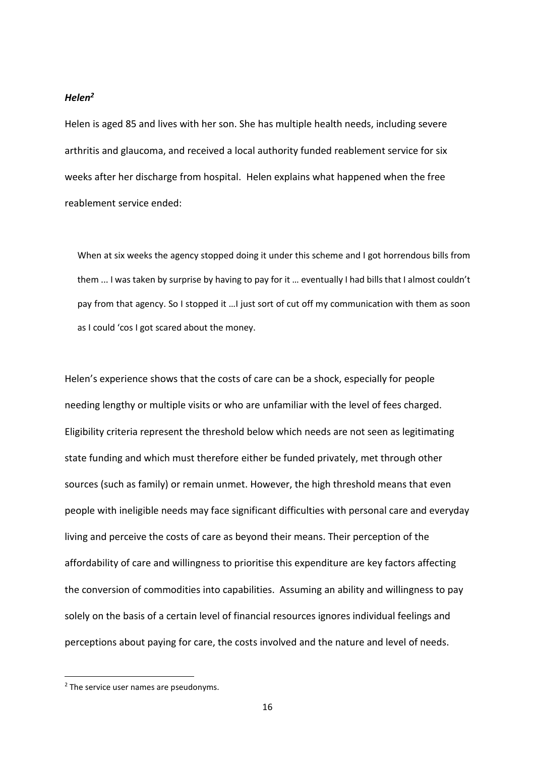***Helen*[2]**

Helen is aged 85 and lives with her son. She has multiple health needs, including severe arthritis and glaucoma, and received a local authority funded reablement service for six weeks after her discharge from hospital. Helen explains what happened when the free reablement service ended:

> When at six weeks the agency stopped doing it under this scheme and I got horrendous bills from them ... I was taken by surprise by having to pay for it … eventually I had bills that I almost couldn't pay from that agency. So I stopped it …I just sort of cut off my communication with them as soon as I could 'cos I got scared about the money.

Helen's experience shows that the costs of care can be a shock, especially for people needing lengthy or multiple visits or who are unfamiliar with the level of fees charged. Eligibility criteria represent the threshold below which needs are not seen as legitimating state funding and which must therefore either be funded privately, met through other sources (such as family) or remain unmet. However, the high threshold means that even people with ineligible needs may face significant difficulties with personal care and everyday living and perceive the costs of care as beyond their means. Their perception of the affordability of care and willingness to prioritise this expenditure are key factors affecting the conversion of commodities into capabilities. Assuming an ability and willingness to pay solely on the basis of a certain level of financial resources ignores individual feelings and perceptions about paying for care, the costs involved and the nature and level of needs.

[2] The service user names are pseudonyms.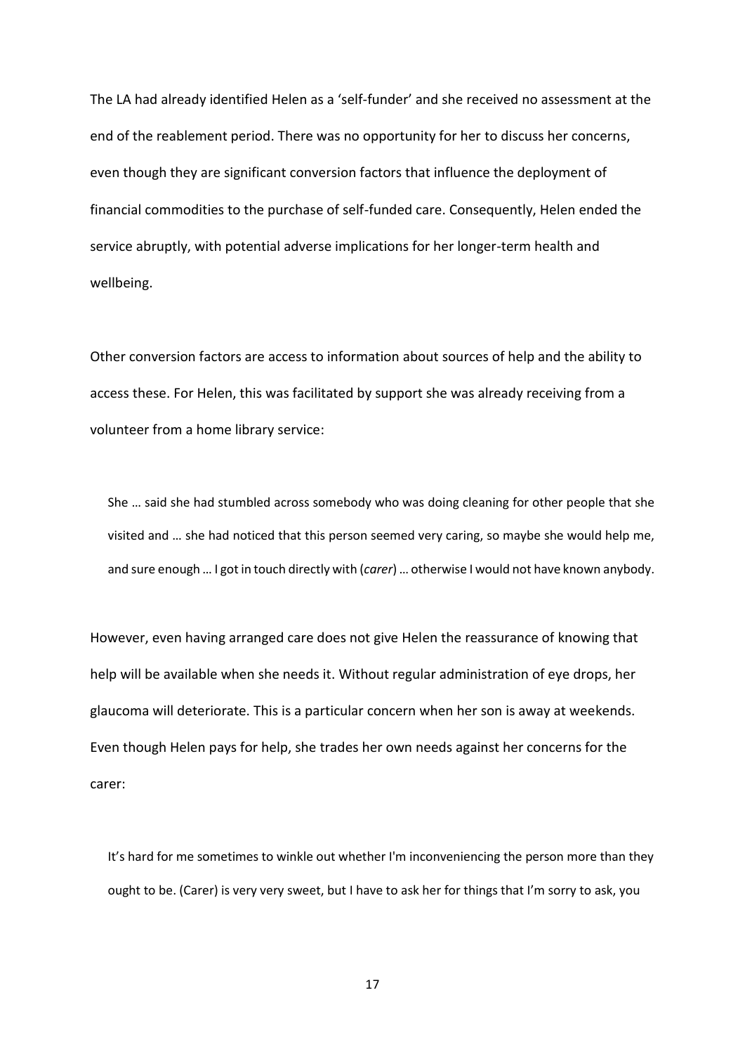The LA had already identified Helen as a 'self-funder' and she received no assessment at the end of the reablement period. There was no opportunity for her to discuss her concerns, even though they are significant conversion factors that influence the deployment of financial commodities to the purchase of self-funded care. Consequently, Helen ended the service abruptly, with potential adverse implications for her longer-term health and wellbeing.

Other conversion factors are access to information about sources of help and the ability to access these. For Helen, this was facilitated by support she was already receiving from a volunteer from a home library service:

> She … said she had stumbled across somebody who was doing cleaning for other people that she visited and … she had noticed that this person seemed very caring, so maybe she would help me, and sure enough … I got in touch directly with (*carer*) … otherwise I would not have known anybody.

However, even having arranged care does not give Helen the reassurance of knowing that help will be available when she needs it. Without regular administration of eye drops, her glaucoma will deteriorate. This is a particular concern when her son is away at weekends. Even though Helen pays for help, she trades her own needs against her concerns for the carer:

> It's hard for me sometimes to winkle out whether I'm inconveniencing the person more than they ought to be. (Carer) is very very sweet, but I have to ask her for things that I'm sorry to ask, you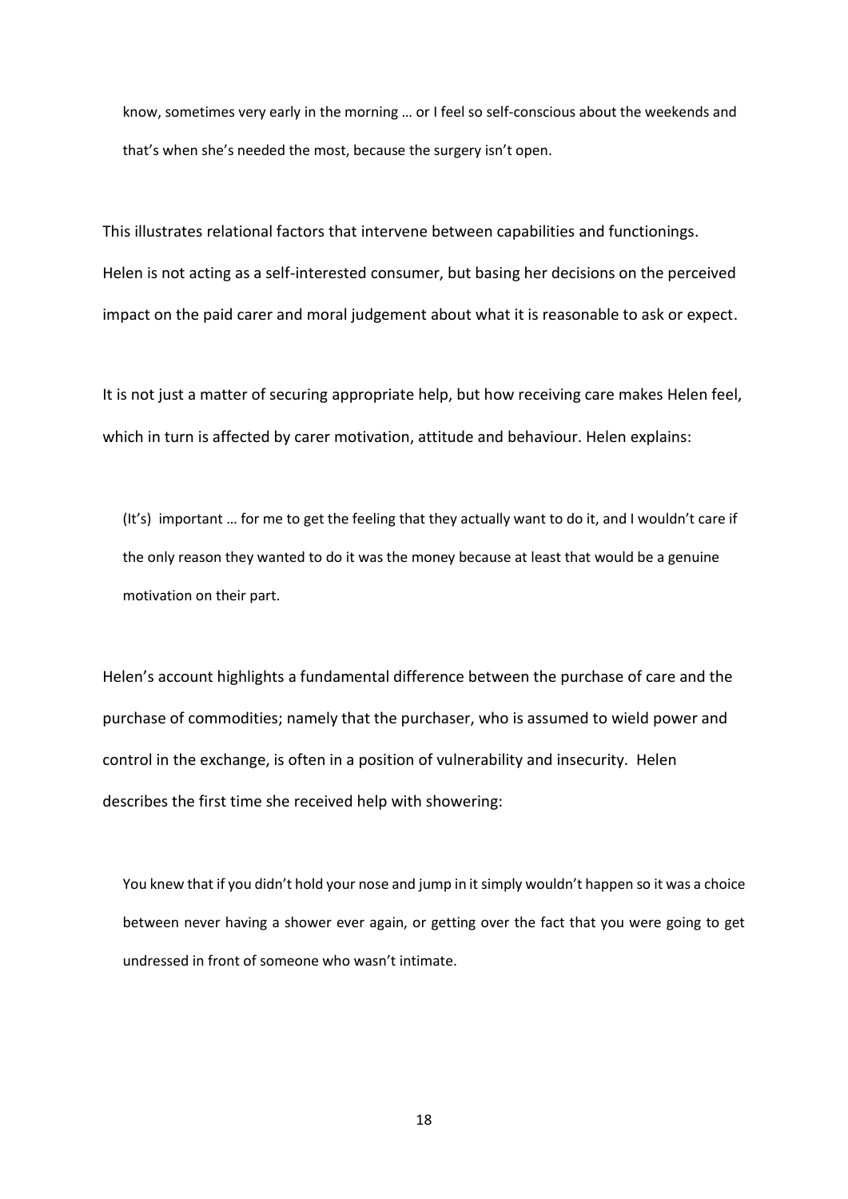> know, sometimes very early in the morning … or I feel so self-conscious about the weekends and that's when she's needed the most, because the surgery isn't open.

This illustrates relational factors that intervene between capabilities and functionings. Helen is not acting as a self-interested consumer, but basing her decisions on the perceived impact on the paid carer and moral judgement about what it is reasonable to ask or expect.

It is not just a matter of securing appropriate help, but how receiving care makes Helen feel, which in turn is affected by carer motivation, attitude and behaviour. Helen explains:

> (It's) important … for me to get the feeling that they actually want to do it, and I wouldn't care if the only reason they wanted to do it was the money because at least that would be a genuine motivation on their part.

Helen's account highlights a fundamental difference between the purchase of care and the purchase of commodities; namely that the purchaser, who is assumed to wield power and control in the exchange, is often in a position of vulnerability and insecurity. Helen describes the first time she received help with showering:

> You knew that if you didn't hold your nose and jump in it simply wouldn't happen so it was a choice between never having a shower ever again, or getting over the fact that you were going to get undressed in front of someone who wasn't intimate.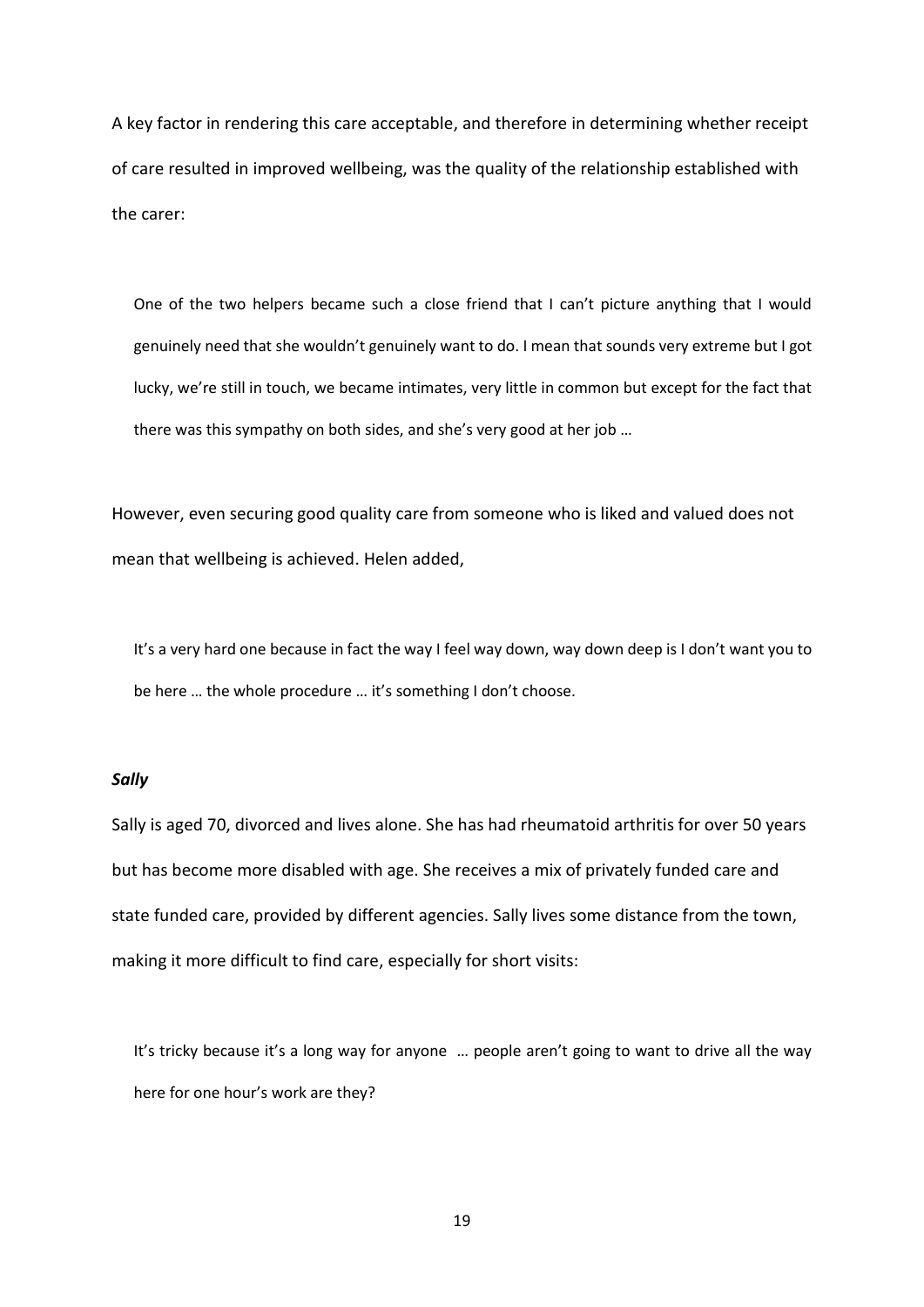A key factor in rendering this care acceptable, and therefore in determining whether receipt of care resulted in improved wellbeing, was the quality of the relationship established with the carer:

> One of the two helpers became such a close friend that I can't picture anything that I would genuinely need that she wouldn't genuinely want to do. I mean that sounds very extreme but I got lucky, we're still in touch, we became intimates, very little in common but except for the fact that there was this sympathy on both sides, and she's very good at her job …

However, even securing good quality care from someone who is liked and valued does not mean that wellbeing is achieved. Helen added,

> It's a very hard one because in fact the way I feel way down, way down deep is I don't want you to be here … the whole procedure … it's something I don't choose.

***Sally***

Sally is aged 70, divorced and lives alone. She has had rheumatoid arthritis for over 50 years but has become more disabled with age. She receives a mix of privately funded care and state funded care, provided by different agencies. Sally lives some distance from the town, making it more difficult to find care, especially for short visits:

> It's tricky because it's a long way for anyone … people aren't going to want to drive all the way here for one hour's work are they?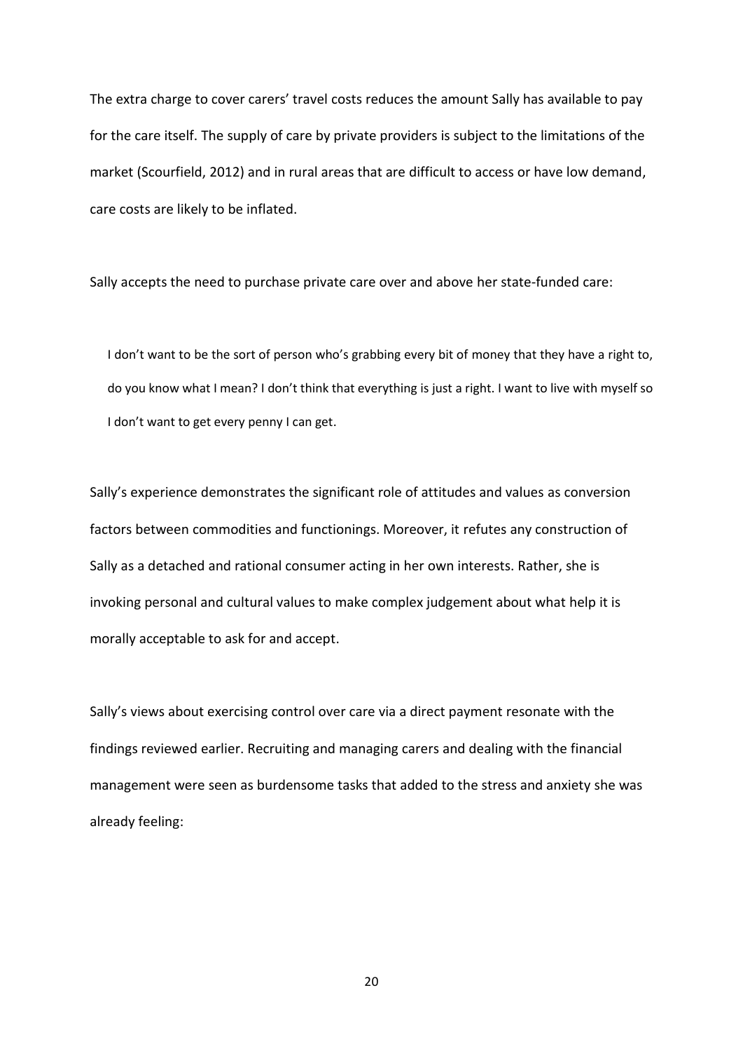The extra charge to cover carers' travel costs reduces the amount Sally has available to pay for the care itself. The supply of care by private providers is subject to the limitations of the market (Scourfield, 2012) and in rural areas that are difficult to access or have low demand, care costs are likely to be inflated.

Sally accepts the need to purchase private care over and above her state-funded care:

> I don't want to be the sort of person who's grabbing every bit of money that they have a right to, do you know what I mean? I don't think that everything is just a right. I want to live with myself so I don't want to get every penny I can get.

Sally's experience demonstrates the significant role of attitudes and values as conversion factors between commodities and functionings. Moreover, it refutes any construction of Sally as a detached and rational consumer acting in her own interests. Rather, she is invoking personal and cultural values to make complex judgement about what help it is morally acceptable to ask for and accept.

Sally's views about exercising control over care via a direct payment resonate with the findings reviewed earlier. Recruiting and managing carers and dealing with the financial management were seen as burdensome tasks that added to the stress and anxiety she was already feeling: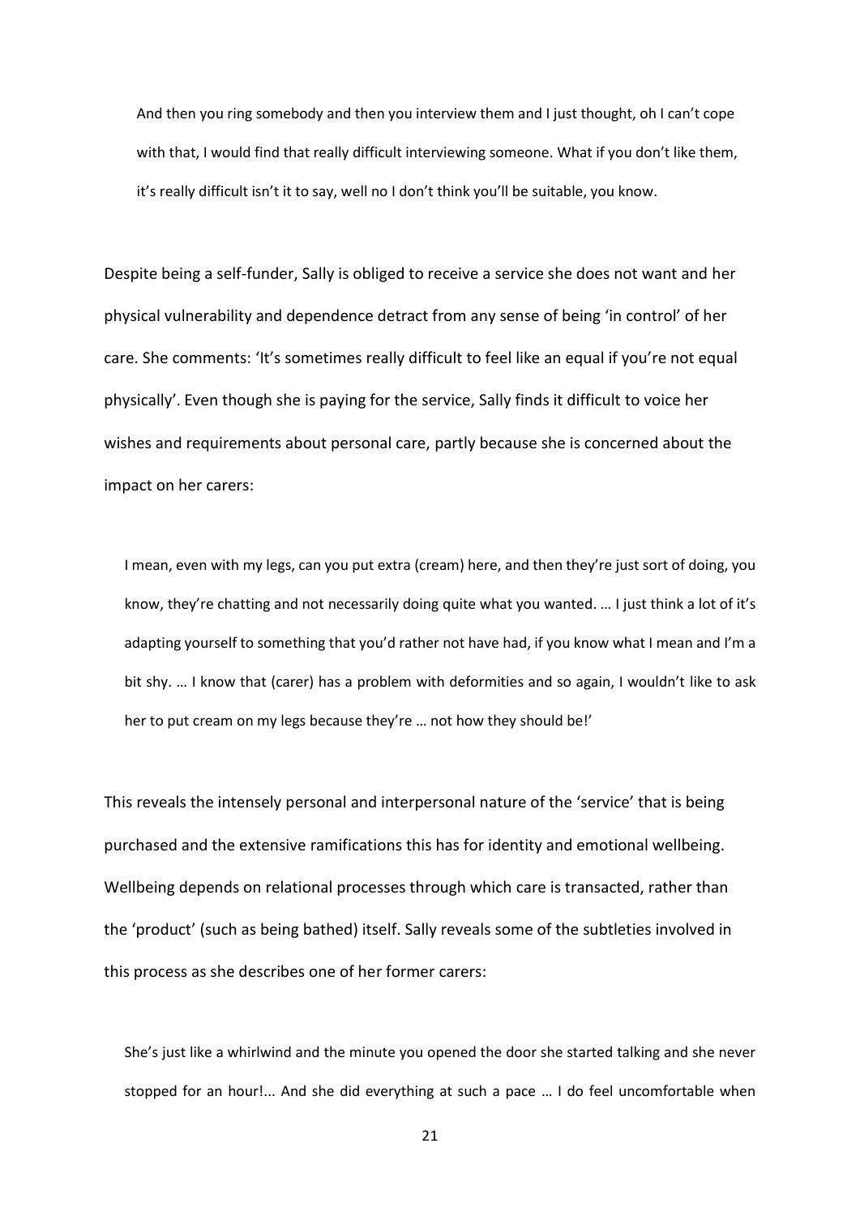> And then you ring somebody and then you interview them and I just thought, oh I can't cope with that, I would find that really difficult interviewing someone. What if you don't like them, it's really difficult isn't it to say, well no I don't think you'll be suitable, you know.

Despite being a self-funder, Sally is obliged to receive a service she does not want and her physical vulnerability and dependence detract from any sense of being 'in control' of her care. She comments: 'It's sometimes really difficult to feel like an equal if you're not equal physically'. Even though she is paying for the service, Sally finds it difficult to voice her wishes and requirements about personal care, partly because she is concerned about the impact on her carers:

> I mean, even with my legs, can you put extra (cream) here, and then they're just sort of doing, you know, they're chatting and not necessarily doing quite what you wanted. … I just think a lot of it's adapting yourself to something that you'd rather not have had, if you know what I mean and I'm a bit shy. … I know that (carer) has a problem with deformities and so again, I wouldn't like to ask her to put cream on my legs because they're … not how they should be!'

This reveals the intensely personal and interpersonal nature of the 'service' that is being purchased and the extensive ramifications this has for identity and emotional wellbeing. Wellbeing depends on relational processes through which care is transacted, rather than the 'product' (such as being bathed) itself. Sally reveals some of the subtleties involved in this process as she describes one of her former carers:

> She's just like a whirlwind and the minute you opened the door she started talking and she never stopped for an hour!... And she did everything at such a pace … I do feel uncomfortable when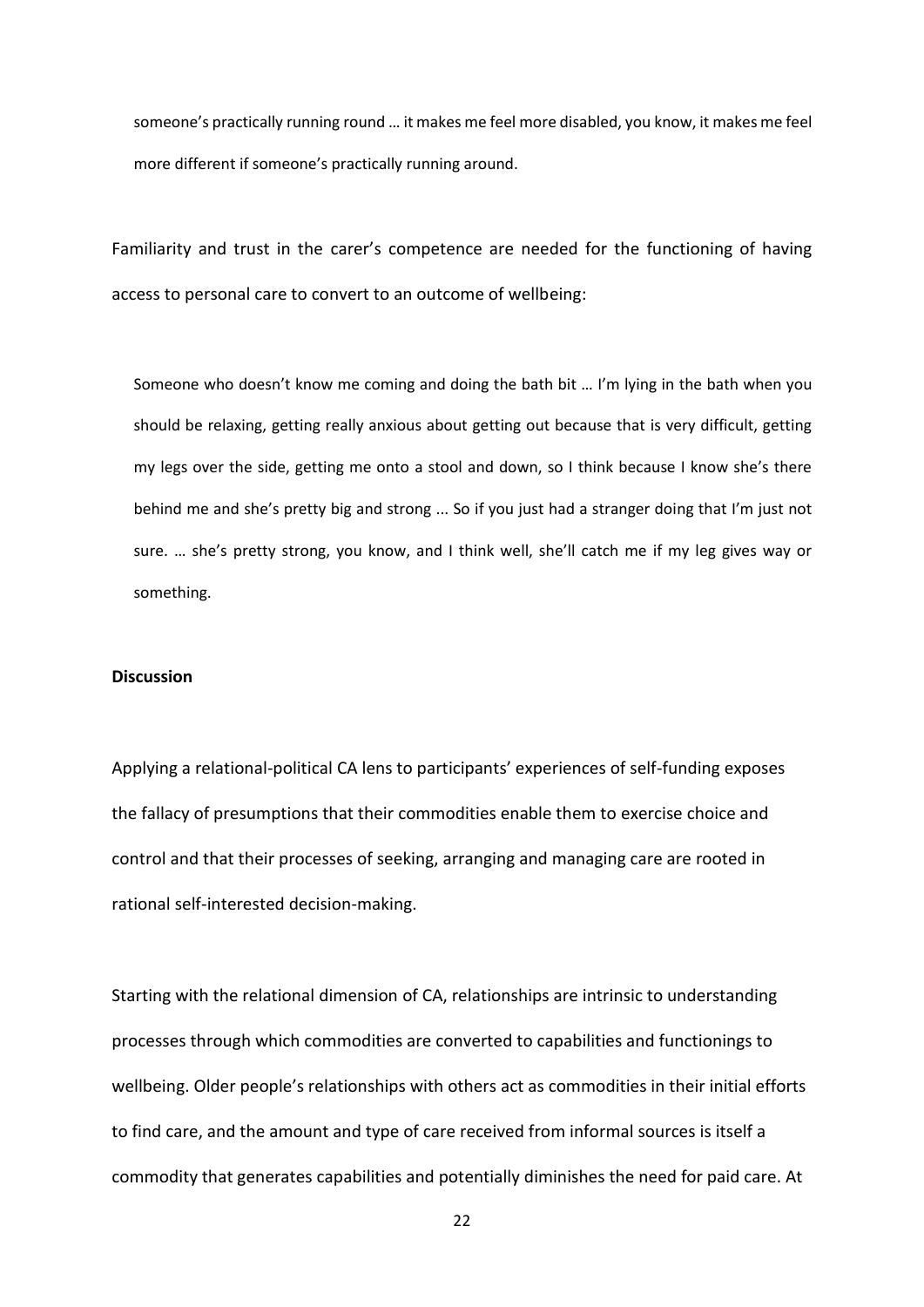> someone's practically running round … it makes me feel more disabled, you know, it makes me feel more different if someone's practically running around.

Familiarity and trust in the carer's competence are needed for the functioning of having access to personal care to convert to an outcome of wellbeing:

> Someone who doesn't know me coming and doing the bath bit … I'm lying in the bath when you should be relaxing, getting really anxious about getting out because that is very difficult, getting my legs over the side, getting me onto a stool and down, so I think because I know she's there behind me and she's pretty big and strong ... So if you just had a stranger doing that I'm just not sure. … she's pretty strong, you know, and I think well, she'll catch me if my leg gives way or something.

**Discussion**

Applying a relational-political CA lens to participants' experiences of self-funding exposes the fallacy of presumptions that their commodities enable them to exercise choice and control and that their processes of seeking, arranging and managing care are rooted in rational self-interested decision-making.

Starting with the relational dimension of CA, relationships are intrinsic to understanding processes through which commodities are converted to capabilities and functionings to wellbeing. Older people's relationships with others act as commodities in their initial efforts to find care, and the amount and type of care received from informal sources is itself a commodity that generates capabilities and potentially diminishes the need for paid care. At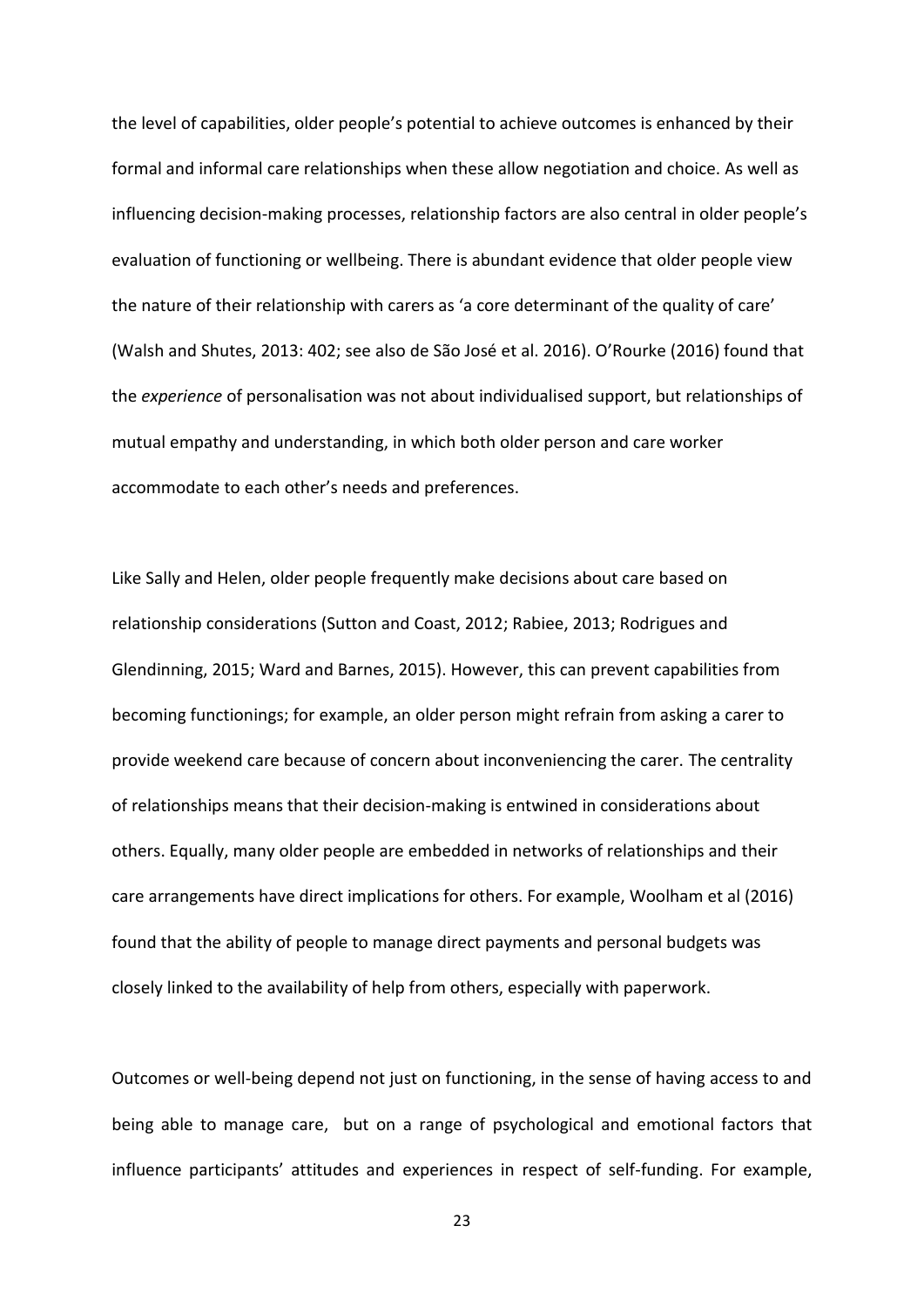the level of capabilities, older people's potential to achieve outcomes is enhanced by their formal and informal care relationships when these allow negotiation and choice. As well as influencing decision-making processes, relationship factors are also central in older people's evaluation of functioning or wellbeing. There is abundant evidence that older people view the nature of their relationship with carers as 'a core determinant of the quality of care' (Walsh and Shutes, 2013: 402; see also de São José et al. 2016). O'Rourke (2016) found that the *experience* of personalisation was not about individualised support, but relationships of mutual empathy and understanding, in which both older person and care worker accommodate to each other's needs and preferences.

Like Sally and Helen, older people frequently make decisions about care based on relationship considerations (Sutton and Coast, 2012; Rabiee, 2013; Rodrigues and Glendinning, 2015; Ward and Barnes, 2015). However, this can prevent capabilities from becoming functionings; for example, an older person might refrain from asking a carer to provide weekend care because of concern about inconveniencing the carer. The centrality of relationships means that their decision-making is entwined in considerations about others. Equally, many older people are embedded in networks of relationships and their care arrangements have direct implications for others. For example, Woolham et al (2016) found that the ability of people to manage direct payments and personal budgets was closely linked to the availability of help from others, especially with paperwork.

Outcomes or well-being depend not just on functioning, in the sense of having access to and being able to manage care, but on a range of psychological and emotional factors that influence participants' attitudes and experiences in respect of self-funding. For example,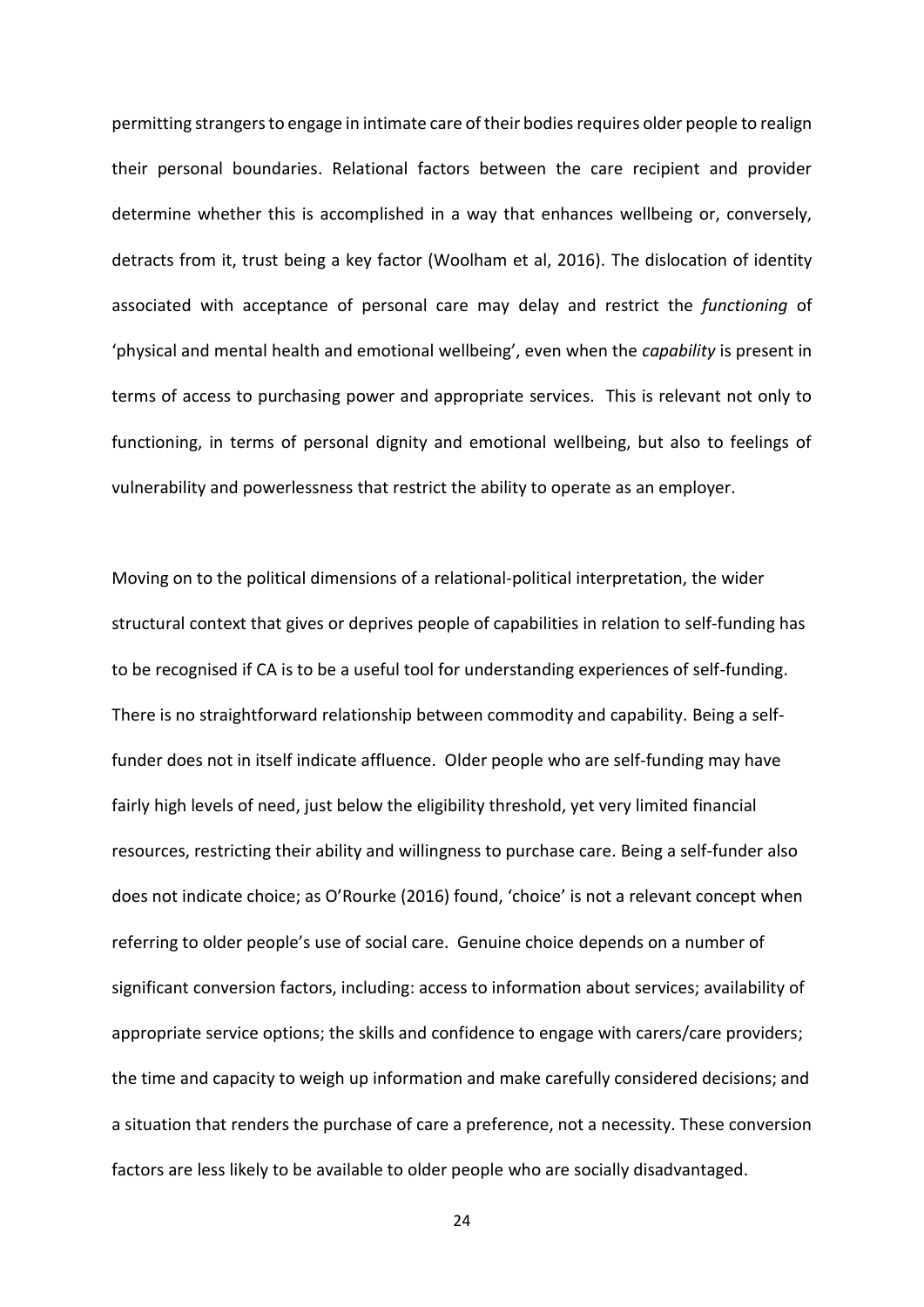permitting strangers to engage in intimate care of their bodies requires older people to realign their personal boundaries. Relational factors between the care recipient and provider determine whether this is accomplished in a way that enhances wellbeing or, conversely, detracts from it, trust being a key factor (Woolham et al, 2016). The dislocation of identity associated with acceptance of personal care may delay and restrict the *functioning* of 'physical and mental health and emotional wellbeing', even when the *capability* is present in terms of access to purchasing power and appropriate services. This is relevant not only to functioning, in terms of personal dignity and emotional wellbeing, but also to feelings of vulnerability and powerlessness that restrict the ability to operate as an employer.

Moving on to the political dimensions of a relational-political interpretation, the wider structural context that gives or deprives people of capabilities in relation to self-funding has to be recognised if CA is to be a useful tool for understanding experiences of self-funding. There is no straightforward relationship between commodity and capability. Being a self-funder does not in itself indicate affluence. Older people who are self-funding may have fairly high levels of need, just below the eligibility threshold, yet very limited financial resources, restricting their ability and willingness to purchase care. Being a self-funder also does not indicate choice; as O'Rourke (2016) found, 'choice' is not a relevant concept when referring to older people's use of social care. Genuine choice depends on a number of significant conversion factors, including: access to information about services; availability of appropriate service options; the skills and confidence to engage with carers/care providers; the time and capacity to weigh up information and make carefully considered decisions; and a situation that renders the purchase of care a preference, not a necessity. These conversion factors are less likely to be available to older people who are socially disadvantaged.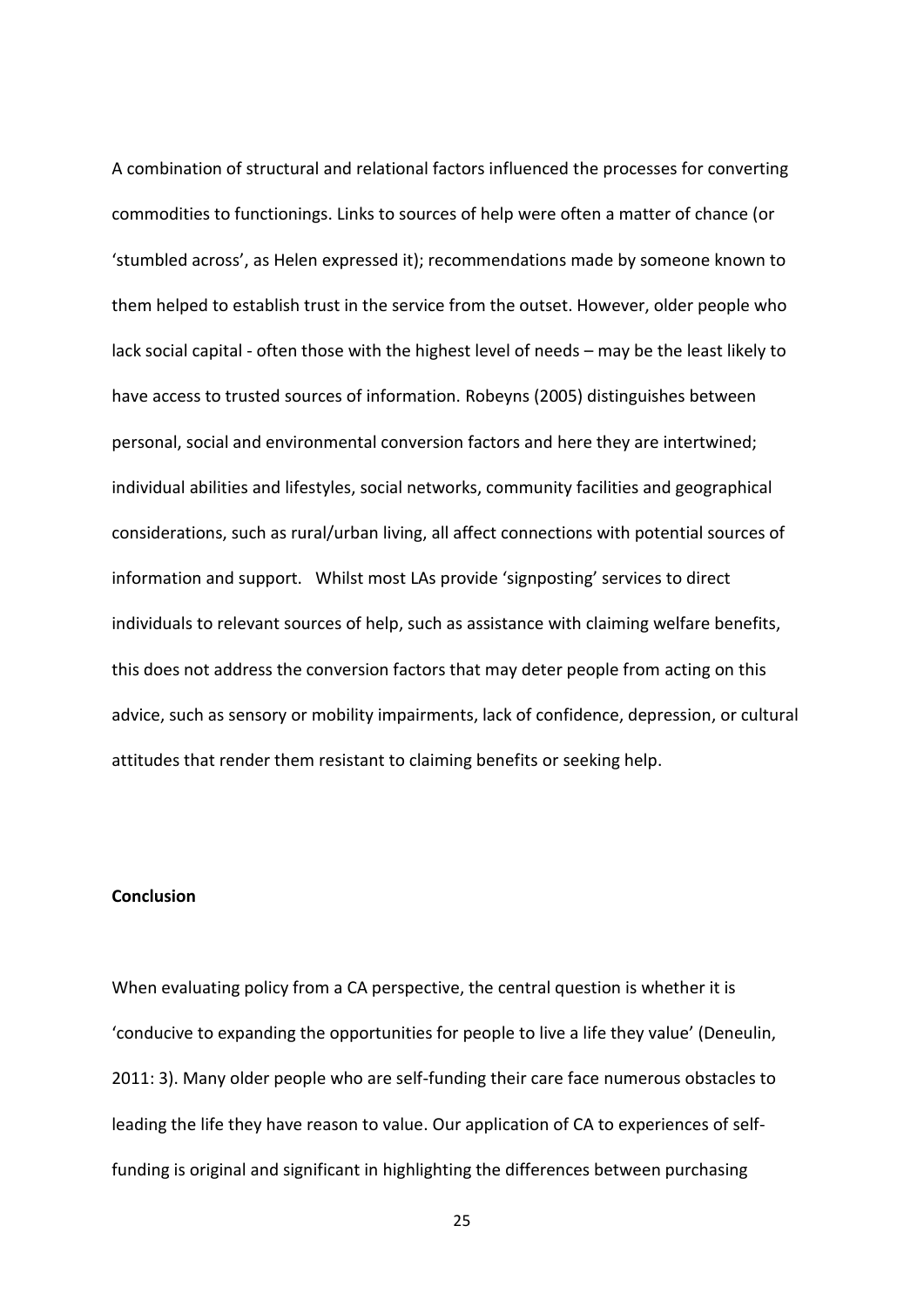A combination of structural and relational factors influenced the processes for converting commodities to functionings. Links to sources of help were often a matter of chance (or 'stumbled across', as Helen expressed it); recommendations made by someone known to them helped to establish trust in the service from the outset. However, older people who lack social capital - often those with the highest level of needs – may be the least likely to have access to trusted sources of information. Robeyns (2005) distinguishes between personal, social and environmental conversion factors and here they are intertwined; individual abilities and lifestyles, social networks, community facilities and geographical considerations, such as rural/urban living, all affect connections with potential sources of information and support.   Whilst most LAs provide 'signposting' services to direct individuals to relevant sources of help, such as assistance with claiming welfare benefits, this does not address the conversion factors that may deter people from acting on this advice, such as sensory or mobility impairments, lack of confidence, depression, or cultural attitudes that render them resistant to claiming benefits or seeking help.

**Conclusion**

When evaluating policy from a CA perspective, the central question is whether it is 'conducive to expanding the opportunities for people to live a life they value' (Deneulin, 2011: 3). Many older people who are self-funding their care face numerous obstacles to leading the life they have reason to value. Our application of CA to experiences of self-funding is original and significant in highlighting the differences between purchasing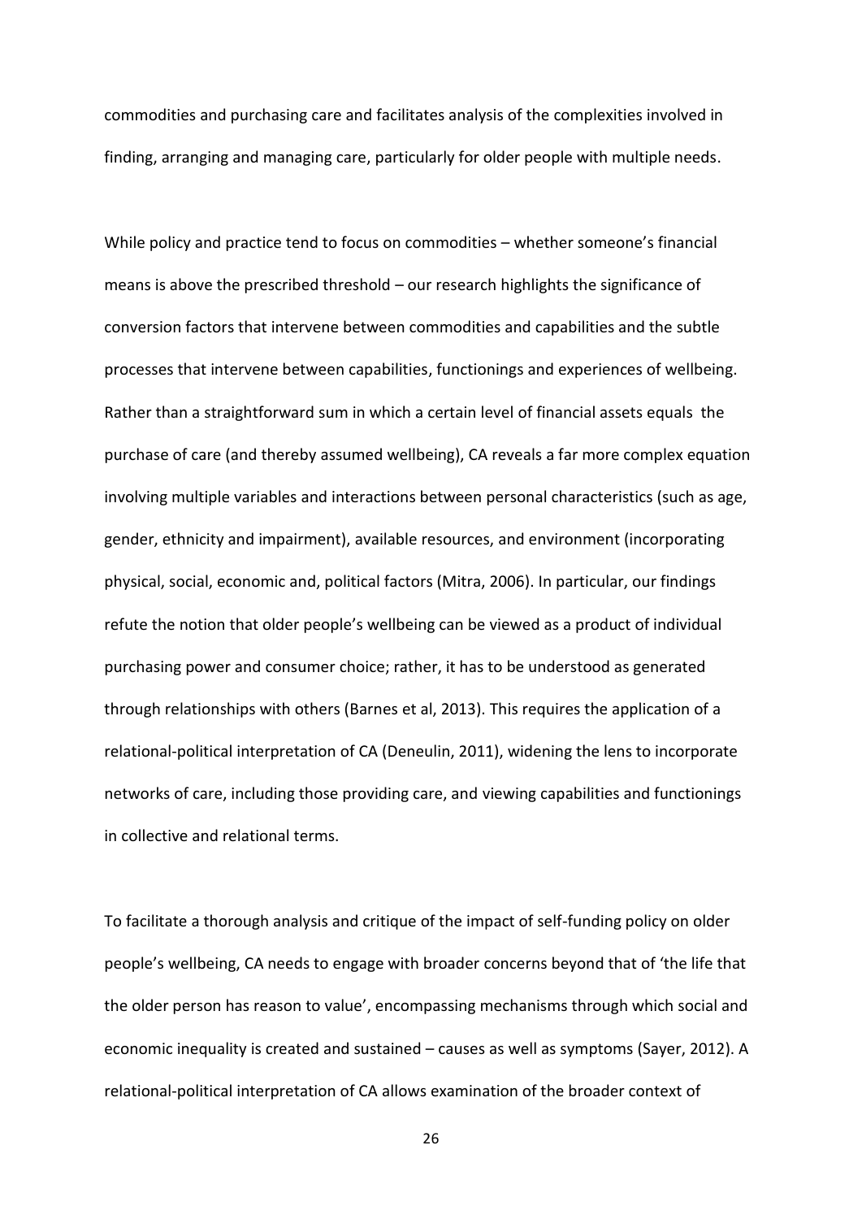commodities and purchasing care and facilitates analysis of the complexities involved in finding, arranging and managing care, particularly for older people with multiple needs.

While policy and practice tend to focus on commodities – whether someone's financial means is above the prescribed threshold – our research highlights the significance of conversion factors that intervene between commodities and capabilities and the subtle processes that intervene between capabilities, functionings and experiences of wellbeing. Rather than a straightforward sum in which a certain level of financial assets equals the purchase of care (and thereby assumed wellbeing), CA reveals a far more complex equation involving multiple variables and interactions between personal characteristics (such as age, gender, ethnicity and impairment), available resources, and environment (incorporating physical, social, economic and, political factors (Mitra, 2006). In particular, our findings refute the notion that older people's wellbeing can be viewed as a product of individual purchasing power and consumer choice; rather, it has to be understood as generated through relationships with others (Barnes et al, 2013). This requires the application of a relational-political interpretation of CA (Deneulin, 2011), widening the lens to incorporate networks of care, including those providing care, and viewing capabilities and functionings in collective and relational terms.

To facilitate a thorough analysis and critique of the impact of self-funding policy on older people's wellbeing, CA needs to engage with broader concerns beyond that of 'the life that the older person has reason to value', encompassing mechanisms through which social and economic inequality is created and sustained – causes as well as symptoms (Sayer, 2012). A relational-political interpretation of CA allows examination of the broader context of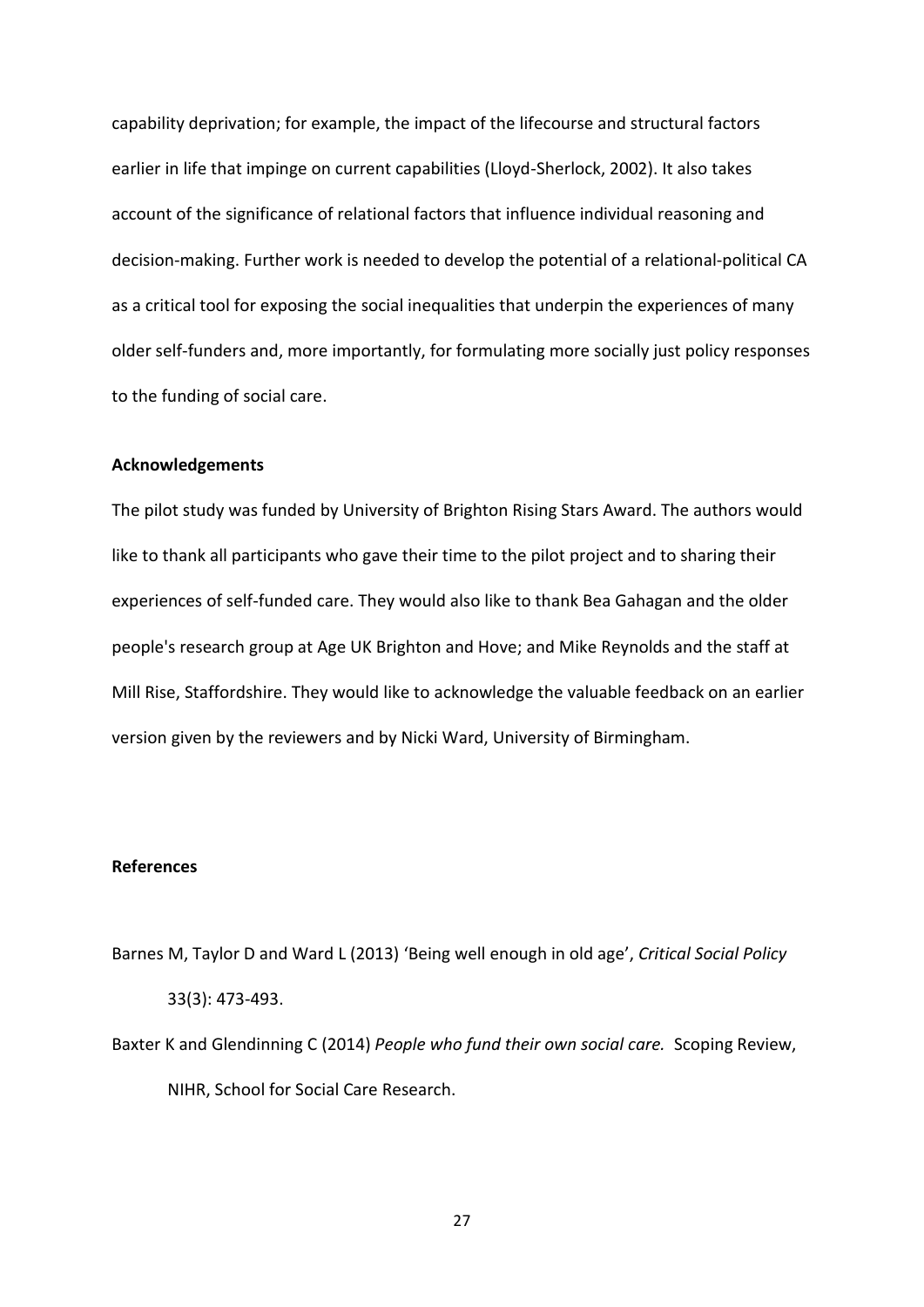capability deprivation; for example, the impact of the lifecourse and structural factors earlier in life that impinge on current capabilities (Lloyd-Sherlock, 2002). It also takes account of the significance of relational factors that influence individual reasoning and decision-making. Further work is needed to develop the potential of a relational-political CA as a critical tool for exposing the social inequalities that underpin the experiences of many older self-funders and, more importantly, for formulating more socially just policy responses to the funding of social care.

**Acknowledgements**

The pilot study was funded by University of Brighton Rising Stars Award. The authors would like to thank all participants who gave their time to the pilot project and to sharing their experiences of self-funded care. They would also like to thank Bea Gahagan and the older people's research group at Age UK Brighton and Hove; and Mike Reynolds and the staff at Mill Rise, Staffordshire. They would like to acknowledge the valuable feedback on an earlier version given by the reviewers and by Nicki Ward, University of Birmingham.

**References**

Barnes M, Taylor D and Ward L (2013) 'Being well enough in old age', *Critical Social Policy* 33(3): 473-493.

Baxter K and Glendinning C (2014) *People who fund their own social care.* Scoping Review, NIHR, School for Social Care Research.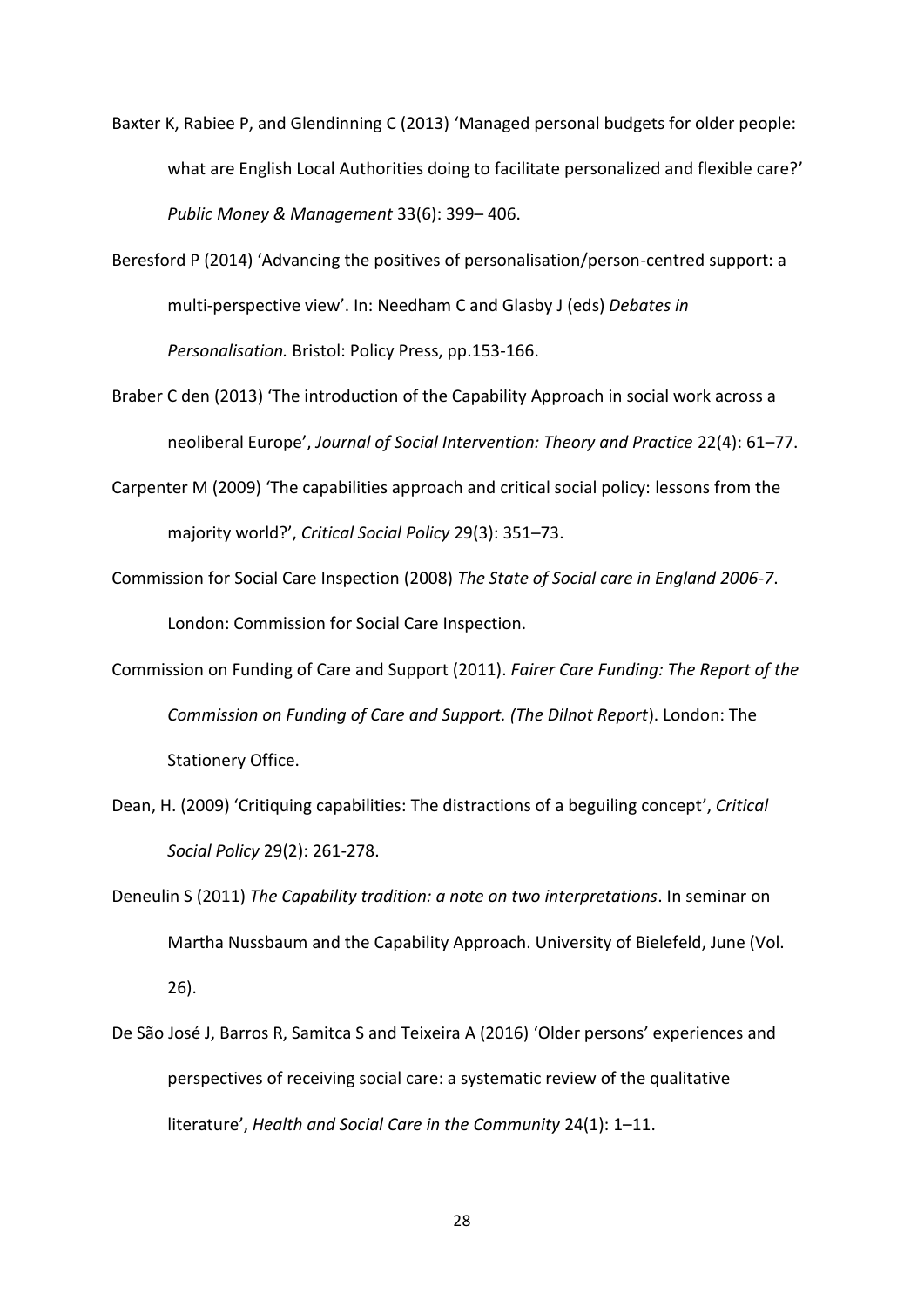Baxter K, Rabiee P, and Glendinning C (2013) 'Managed personal budgets for older people: what are English Local Authorities doing to facilitate personalized and flexible care?' *Public Money & Management* 33(6): 399– 406.

Beresford P (2014) 'Advancing the positives of personalisation/person-centred support: a multi-perspective view'. In: Needham C and Glasby J (eds) *Debates in Personalisation.* Bristol: Policy Press, pp.153-166.

Braber C den (2013) 'The introduction of the Capability Approach in social work across a neoliberal Europe', *Journal of Social Intervention: Theory and Practice* 22(4): 61–77.

Carpenter M (2009) 'The capabilities approach and critical social policy: lessons from the majority world?', *Critical Social Policy* 29(3): 351–73.

Commission for Social Care Inspection (2008) *The State of Social care in England 2006-7*. London: Commission for Social Care Inspection.

Commission on Funding of Care and Support (2011). *Fairer Care Funding: The Report of the Commission on Funding of Care and Support. (The Dilnot Report*). London: The Stationery Office.

Dean, H. (2009) 'Critiquing capabilities: The distractions of a beguiling concept', *Critical Social Policy* 29(2): 261-278.

Deneulin S (2011) *The Capability tradition: a note on two interpretations*. In seminar on Martha Nussbaum and the Capability Approach. University of Bielefeld, June (Vol. 26).

De São José J, Barros R, Samitca S and Teixeira A (2016) 'Older persons' experiences and perspectives of receiving social care: a systematic review of the qualitative literature', *Health and Social Care in the Community* 24(1): 1–11.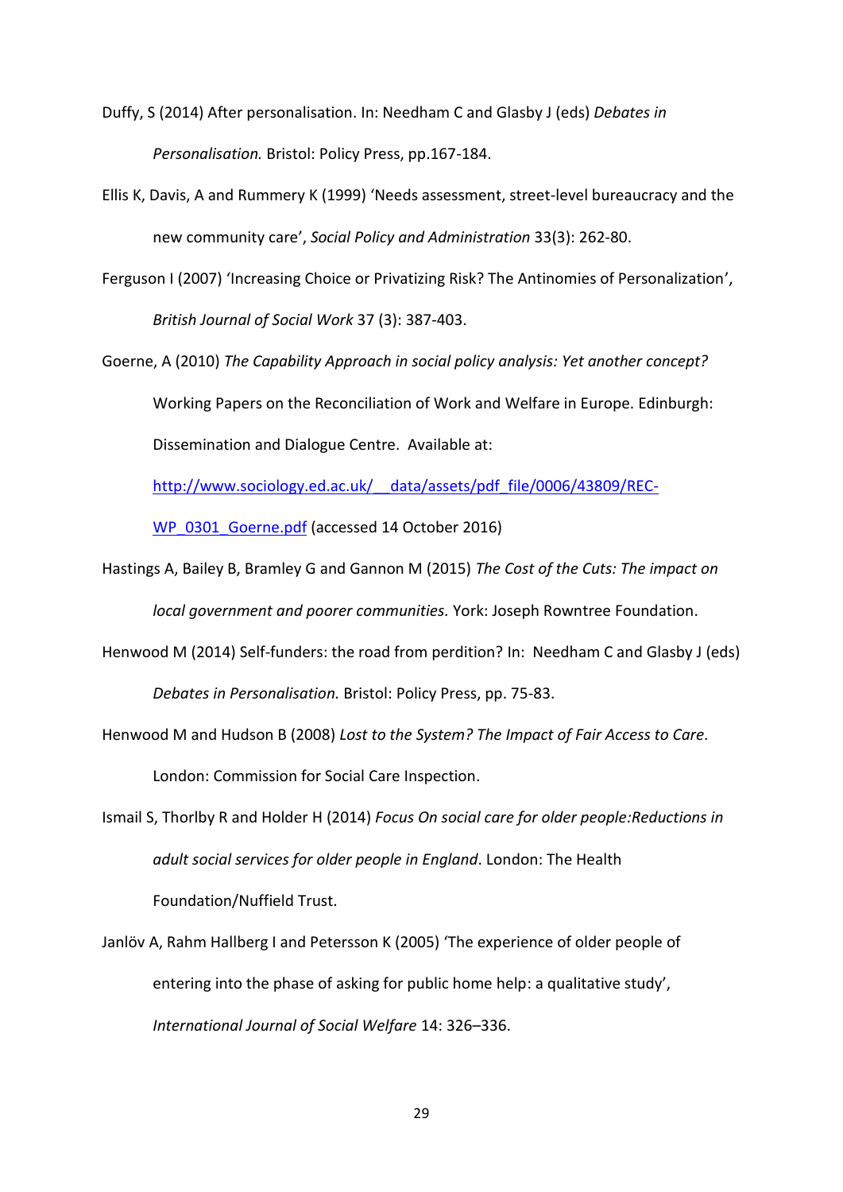Duffy, S (2014) After personalisation. In: Needham C and Glasby J (eds) *Debates in Personalisation.* Bristol: Policy Press, pp.167-184.

Ellis K, Davis, A and Rummery K (1999) 'Needs assessment, street-level bureaucracy and the new community care', *Social Policy and Administration* 33(3): 262-80.

Ferguson I (2007) 'Increasing Choice or Privatizing Risk? The Antinomies of Personalization', *British Journal of Social Work* 37 (3): 387-403.

Goerne, A (2010) *The Capability Approach in social policy analysis: Yet another concept?* Working Papers on the Reconciliation of Work and Welfare in Europe. Edinburgh: Dissemination and Dialogue Centre. Available at: http://www.sociology.ed.ac.uk/__data/assets/pdf_file/0006/43809/REC-WP_0301_Goerne.pdf (accessed 14 October 2016)

Hastings A, Bailey B, Bramley G and Gannon M (2015) *The Cost of the Cuts: The impact on local government and poorer communities.* York: Joseph Rowntree Foundation.

Henwood M (2014) Self-funders: the road from perdition? In: Needham C and Glasby J (eds) *Debates in Personalisation.* Bristol: Policy Press, pp. 75-83.

Henwood M and Hudson B (2008) *Lost to the System? The Impact of Fair Access to Care.* London: Commission for Social Care Inspection.

Ismail S, Thorlby R and Holder H (2014) *Focus On social care for older people:Reductions in adult social services for older people in England*. London: The Health Foundation/Nuffield Trust.

Janlöv A, Rahm Hallberg I and Petersson K (2005) 'The experience of older people of entering into the phase of asking for public home help: a qualitative study', *International Journal of Social Welfare* 14: 326–336.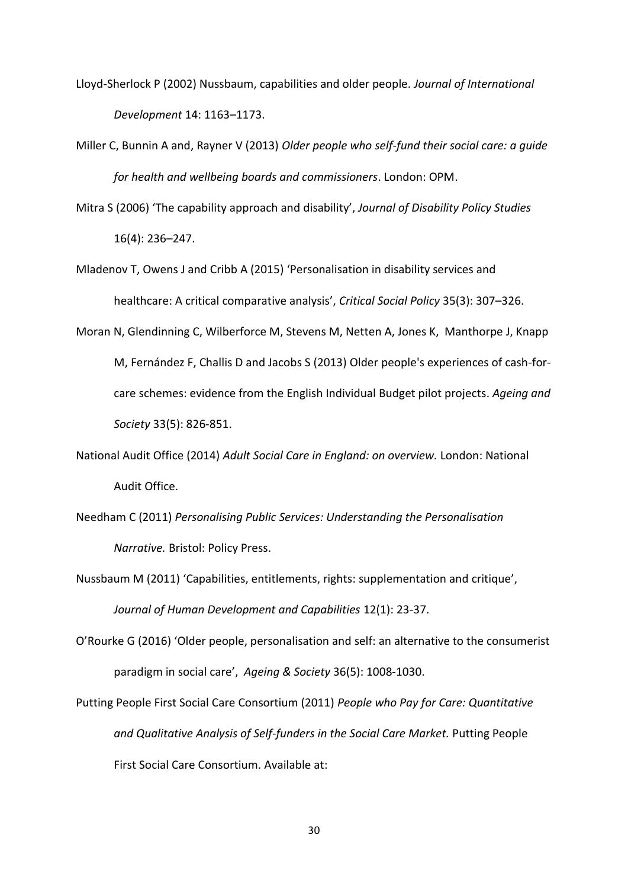Lloyd-Sherlock P (2002) Nussbaum, capabilities and older people. *Journal of International Development* 14: 1163–1173.

Miller C, Bunnin A and, Rayner V (2013) *Older people who self-fund their social care: a guide for health and wellbeing boards and commissioners*. London: OPM.

Mitra S (2006) 'The capability approach and disability', *Journal of Disability Policy Studies* 16(4): 236–247.

Mladenov T, Owens J and Cribb A (2015) 'Personalisation in disability services and healthcare: A critical comparative analysis', *Critical Social Policy* 35(3): 307–326.

Moran N, Glendinning C, Wilberforce M, Stevens M, Netten A, Jones K, Manthorpe J, Knapp M, Fernández F, Challis D and Jacobs S (2013) Older people's experiences of cash-for-care schemes: evidence from the English Individual Budget pilot projects. *Ageing and Society* 33(5): 826-851.

National Audit Office (2014) *Adult Social Care in England: on overview.* London: National Audit Office.

Needham C (2011) *Personalising Public Services: Understanding the Personalisation Narrative.* Bristol: Policy Press.

Nussbaum M (2011) 'Capabilities, entitlements, rights: supplementation and critique', *Journal of Human Development and Capabilities* 12(1): 23-37.

O'Rourke G (2016) 'Older people, personalisation and self: an alternative to the consumerist paradigm in social care', *Ageing & Society* 36(5): 1008-1030.

Putting People First Social Care Consortium (2011) *People who Pay for Care: Quantitative and Qualitative Analysis of Self-funders in the Social Care Market.* Putting People First Social Care Consortium. Available at: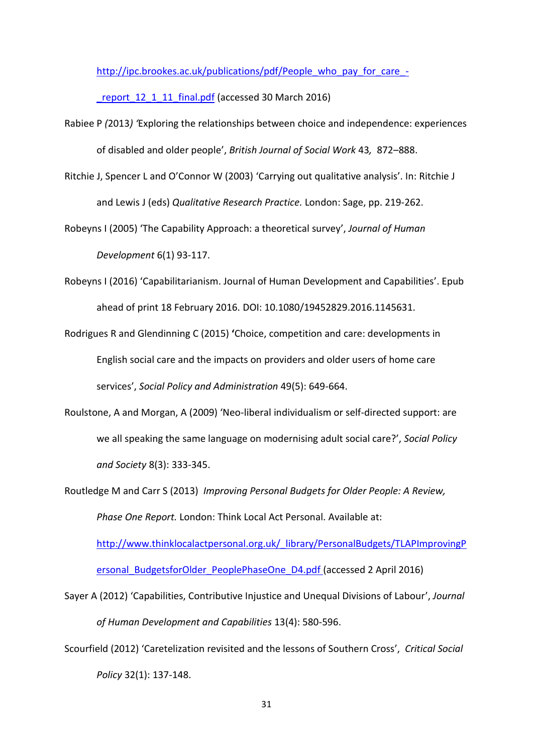http://ipc.brookes.ac.uk/publications/pdf/People_who_pay_for_care_-_report_12_1_11_final.pdf (accessed 30 March 2016)

Rabiee P *(*2013*)* *'*Exploring the relationships between choice and independence: experiences of disabled and older people', *British Journal of Social Work* 43*,* 872–888.

Ritchie J, Spencer L and O'Connor W (2003) 'Carrying out qualitative analysis'. In: Ritchie J and Lewis J (eds) *Qualitative Research Practice.* London: Sage, pp. 219-262.

Robeyns I (2005) 'The Capability Approach: a theoretical survey', *Journal of Human Development* 6(1) 93-117.

Robeyns I (2016) 'Capabilitarianism. Journal of Human Development and Capabilities'. Epub ahead of print 18 February 2016. DOI: 10.1080/19452829.2016.1145631.

Rodrigues R and Glendinning C (2015) **'**Choice, competition and care: developments in English social care and the impacts on providers and older users of home care services', *Social Policy and Administration* 49(5): 649-664.

Roulstone, A and Morgan, A (2009) 'Neo-liberal individualism or self-directed support: are we all speaking the same language on modernising adult social care?', *Social Policy and Society* 8(3): 333-345.

Routledge M and Carr S (2013) *Improving Personal Budgets for Older People: A Review, Phase One Report.* London: Think Local Act Personal. Available at: http://www.thinklocalactpersonal.org.uk/_library/PersonalBudgets/TLAPImprovingPersonal_BudgetsforOlder_PeoplePhaseOne_D4.pdf (accessed 2 April 2016)

Sayer A (2012) 'Capabilities, Contributive Injustice and Unequal Divisions of Labour', *Journal of Human Development and Capabilities* 13(4): 580-596.

Scourfield (2012) 'Caretelization revisited and the lessons of Southern Cross', *Critical Social Policy* 32(1): 137-148.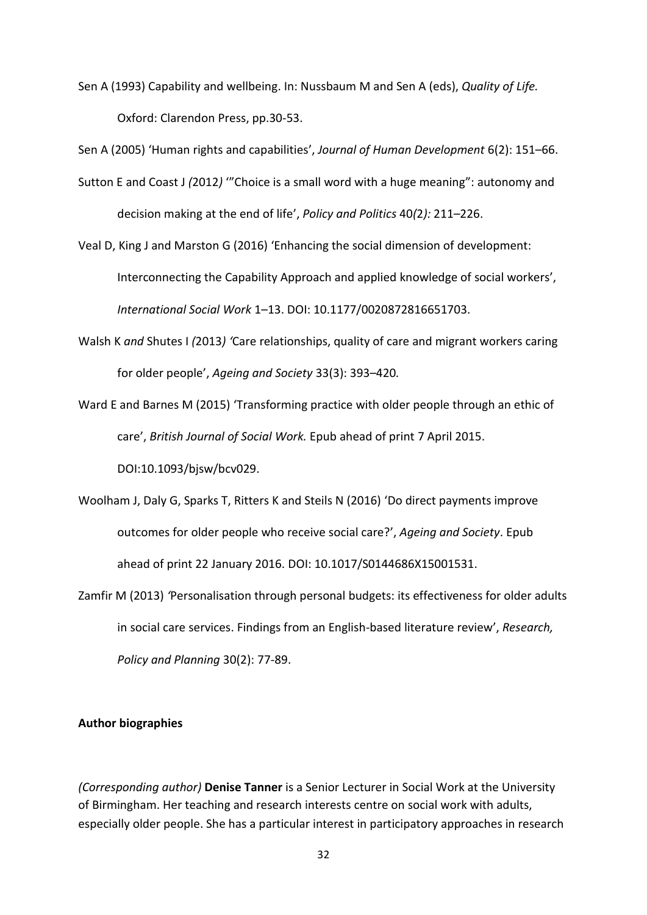Sen A (1993) Capability and wellbeing. In: Nussbaum M and Sen A (eds), *Quality of Life.* Oxford: Clarendon Press, pp.30-53.

Sen A (2005) 'Human rights and capabilities', *Journal of Human Development* 6(2): 151–66.

Sutton E and Coast J *(*2012*)* '"Choice is a small word with a huge meaning": autonomy and decision making at the end of life', *Policy and Politics* 40*(*2*):* 211–226.

Veal D, King J and Marston G (2016) 'Enhancing the social dimension of development: Interconnecting the Capability Approach and applied knowledge of social workers', *International Social Work* 1–13. DOI: 10.1177/0020872816651703.

Walsh K *and* Shutes I *(*2013*) '*Care relationships, quality of care and migrant workers caring for older people', *Ageing and Society* 33(3): 393–420*.*

Ward E and Barnes M (2015) 'Transforming practice with older people through an ethic of care', *British Journal of Social Work.* Epub ahead of print 7 April 2015. DOI:10.1093/bjsw/bcv029.

Woolham J, Daly G, Sparks T, Ritters K and Steils N (2016) 'Do direct payments improve outcomes for older people who receive social care?', *Ageing and Society*. Epub ahead of print 22 January 2016. DOI: 10.1017/S0144686X15001531.

Zamfir M (2013) *'*Personalisation through personal budgets: its effectiveness for older adults in social care services. Findings from an English-based literature review', *Research, Policy and Planning* 30(2): 77-89.

**Author biographies**

*(Corresponding author)* **Denise Tanner** is a Senior Lecturer in Social Work at the University of Birmingham. Her teaching and research interests centre on social work with adults, especially older people. She has a particular interest in participatory approaches in research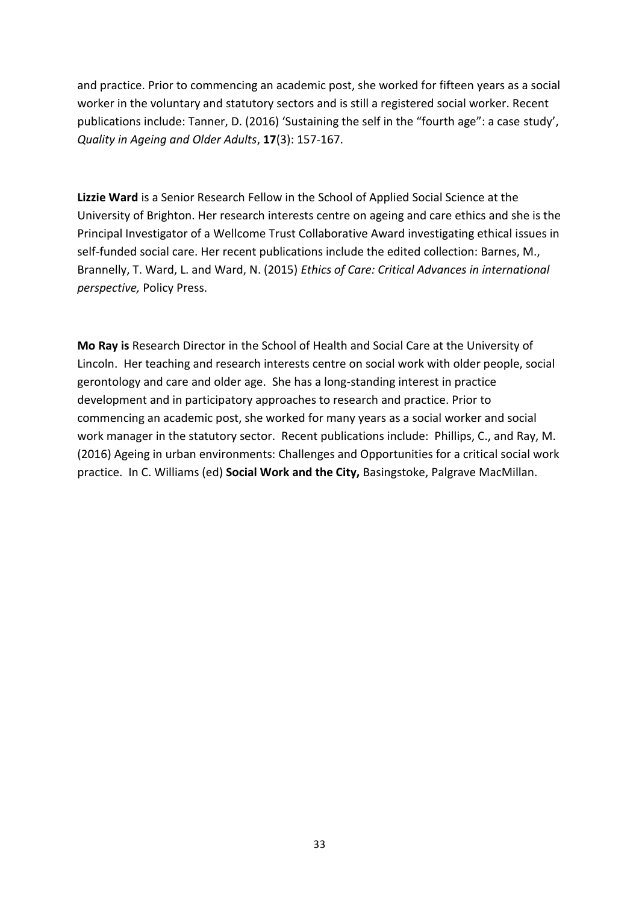and practice. Prior to commencing an academic post, she worked for fifteen years as a social worker in the voluntary and statutory sectors and is still a registered social worker. Recent publications include: Tanner, D. (2016) 'Sustaining the self in the "fourth age": a case study', *Quality in Ageing and Older Adults*, **17**(3): 157-167.

**Lizzie Ward** is a Senior Research Fellow in the School of Applied Social Science at the University of Brighton. Her research interests centre on ageing and care ethics and she is the Principal Investigator of a Wellcome Trust Collaborative Award investigating ethical issues in self-funded social care. Her recent publications include the edited collection: Barnes, M., Brannelly, T. Ward, L. and Ward, N. (2015) *Ethics of Care: Critical Advances in international perspective,* Policy Press.

**Mo Ray is** Research Director in the School of Health and Social Care at the University of Lincoln. Her teaching and research interests centre on social work with older people, social gerontology and care and older age. She has a long-standing interest in practice development and in participatory approaches to research and practice. Prior to commencing an academic post, she worked for many years as a social worker and social work manager in the statutory sector. Recent publications include: Phillips, C., and Ray, M. (2016) Ageing in urban environments: Challenges and Opportunities for a critical social work practice. In C. Williams (ed) **Social Work and the City,** Basingstoke, Palgrave MacMillan.